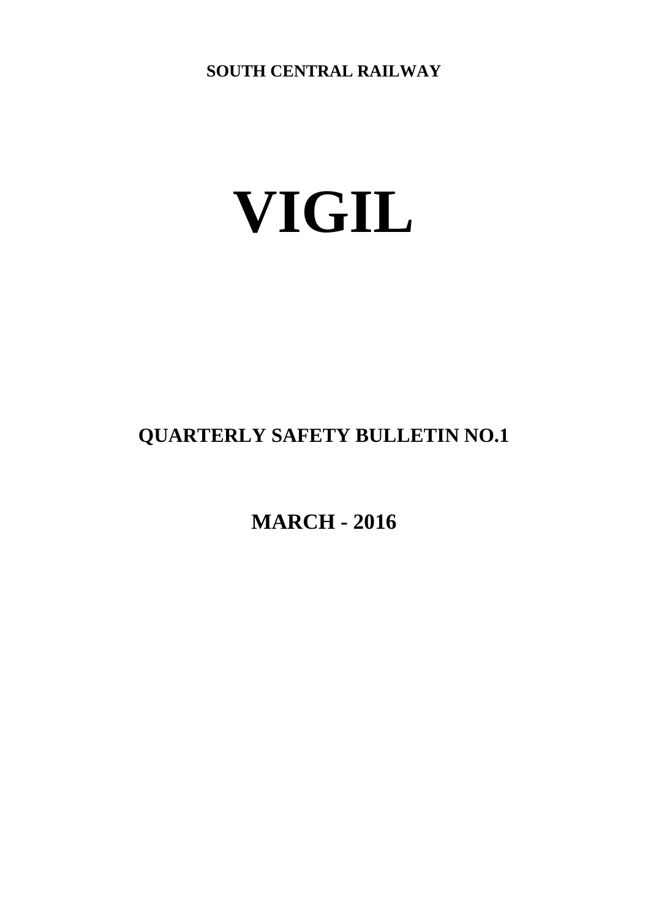**SOUTH CENTRAL RAILWAY**

# VIGIL

## QUARTERLY SAFETY BULLETIN NO.1

## MARCH - 2016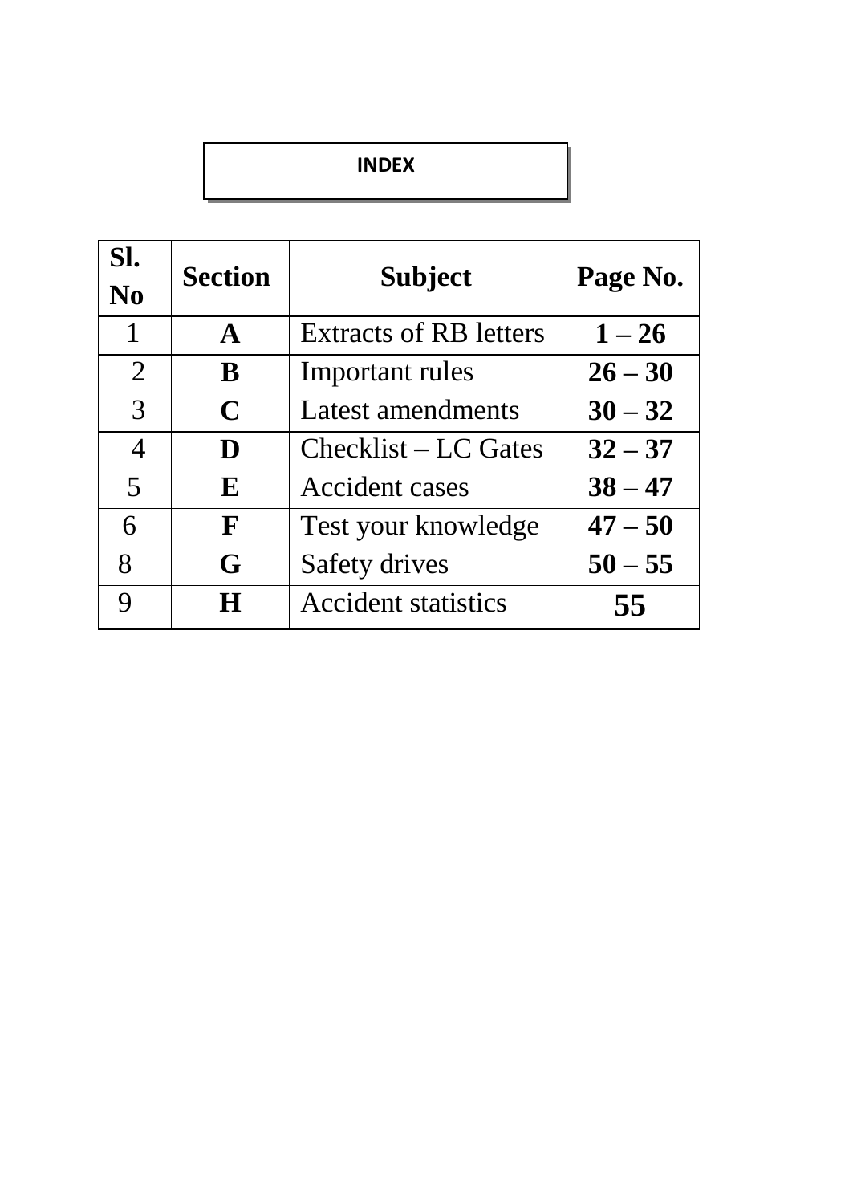# INDEX

| Sl. No | Section | Subject | Page No. |
|---|---|---|---|
| 1 | **A** | Extracts of RB letters | **1 – 26** |
| 2 | **B** | Important rules | **26 – 30** |
| 3 | **C** | Latest amendments | **30 – 32** |
| 4 | **D** | Checklist – LC Gates | **32 – 37** |
| 5 | **E** | Accident cases | **38 – 47** |
| 6 | **F** | Test your knowledge | **47 – 50** |
| 8 | **G** | Safety drives | **50 – 55** |
| 9 | **H** | Accident statistics | **55** |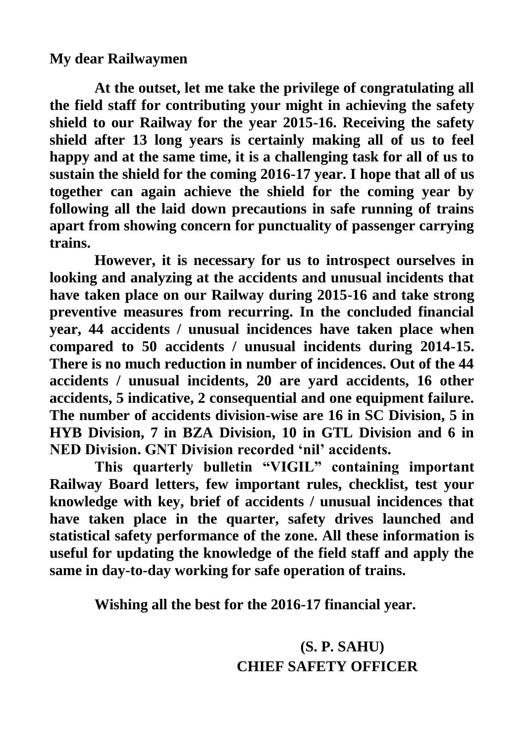**My dear Railwaymen**

**At the outset, let me take the privilege of congratulating all the field staff for contributing your might in achieving the safety shield to our Railway for the year 2015-16. Receiving the safety shield after 13 long years is certainly making all of us to feel happy and at the same time, it is a challenging task for all of us to sustain the shield for the coming 2016-17 year. I hope that all of us together can again achieve the shield for the coming year by following all the laid down precautions in safe running of trains apart from showing concern for punctuality of passenger carrying trains.**

**However, it is necessary for us to introspect ourselves in looking and analyzing at the accidents and unusual incidents that have taken place on our Railway during 2015-16 and take strong preventive measures from recurring. In the concluded financial year, 44 accidents / unusual incidences have taken place when compared to 50 accidents / unusual incidents during 2014-15. There is no much reduction in number of incidences. Out of the 44 accidents / unusual incidents, 20 are yard accidents, 16 other accidents, 5 indicative, 2 consequential and one equipment failure. The number of accidents division-wise are 16 in SC Division, 5 in HYB Division, 7 in BZA Division, 10 in GTL Division and 6 in NED Division. GNT Division recorded 'nil' accidents.**

**This quarterly bulletin "VIGIL" containing important Railway Board letters, few important rules, checklist, test your knowledge with key, brief of accidents / unusual incidences that have taken place in the quarter, safety drives launched and statistical safety performance of the zone. All these information is useful for updating the knowledge of the field staff and apply the same in day-to-day working for safe operation of trains.**

**Wishing all the best for the 2016-17 financial year.**

**(S. P. SAHU)**
**CHIEF SAFETY OFFICER**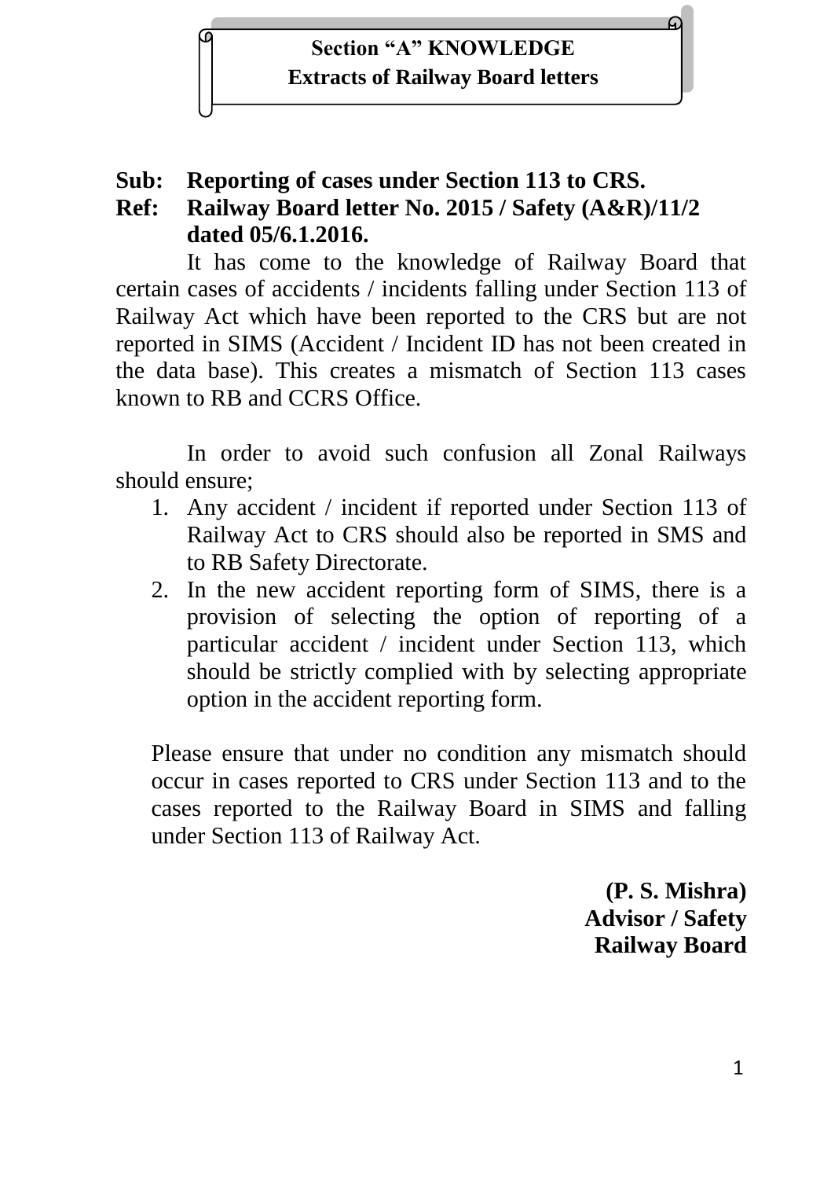## Section "A" KNOWLEDGE
### Extracts of Railway Board letters

**Sub: Reporting of cases under Section 113 to CRS.**
**Ref: Railway Board letter No. 2015 / Safety (A&R)/11/2 dated 05/6.1.2016.**

It has come to the knowledge of Railway Board that certain cases of accidents / incidents falling under Section 113 of Railway Act which have been reported to the CRS but are not reported in SIMS (Accident / Incident ID has not been created in the data base). This creates a mismatch of Section 113 cases known to RB and CCRS Office.

In order to avoid such confusion all Zonal Railways should ensure;

1. Any accident / incident if reported under Section 113 of Railway Act to CRS should also be reported in SMS and to RB Safety Directorate.
2. In the new accident reporting form of SIMS, there is a provision of selecting the option of reporting of a particular accident / incident under Section 113, which should be strictly complied with by selecting appropriate option in the accident reporting form.

Please ensure that under no condition any mismatch should occur in cases reported to CRS under Section 113 and to the cases reported to the Railway Board in SIMS and falling under Section 113 of Railway Act.

**(P. S. Mishra)**
**Advisor / Safety**
**Railway Board**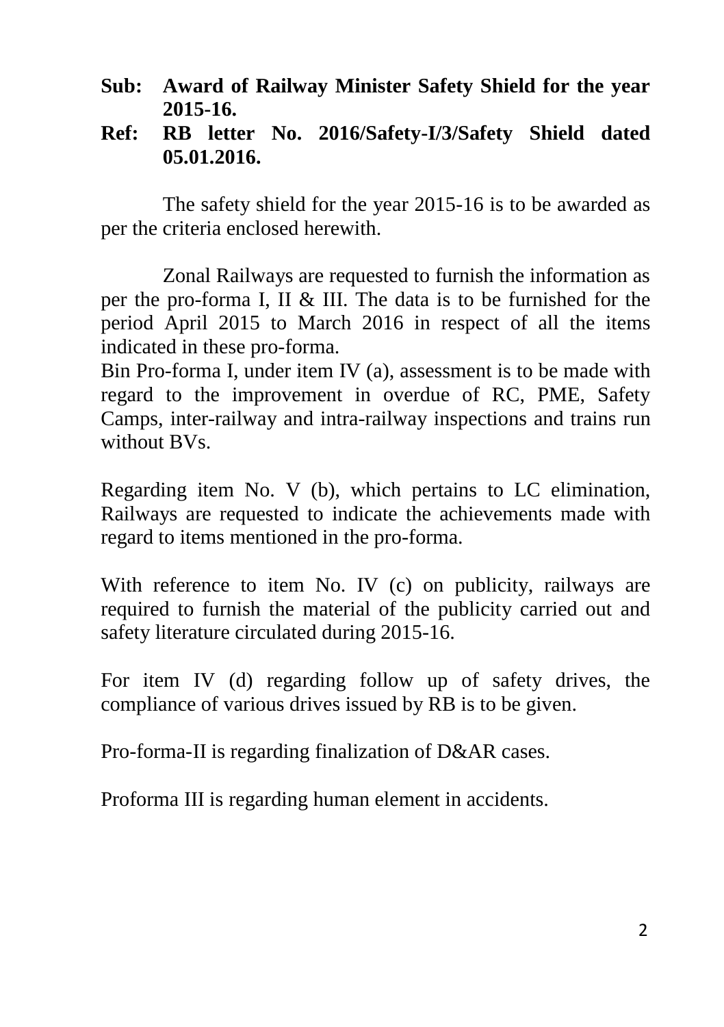**Sub: Award of Railway Minister Safety Shield for the year 2015-16.**

**Ref: RB letter No. 2016/Safety-I/3/Safety Shield dated 05.01.2016.**

The safety shield for the year 2015-16 is to be awarded as per the criteria enclosed herewith.

Zonal Railways are requested to furnish the information as per the pro-forma I, II & III. The data is to be furnished for the period April 2015 to March 2016 in respect of all the items indicated in these pro-forma.

Bin Pro-forma I, under item IV (a), assessment is to be made with regard to the improvement in overdue of RC, PME, Safety Camps, inter-railway and intra-railway inspections and trains run without BVs.

Regarding item No. V (b), which pertains to LC elimination, Railways are requested to indicate the achievements made with regard to items mentioned in the pro-forma.

With reference to item No. IV (c) on publicity, railways are required to furnish the material of the publicity carried out and safety literature circulated during 2015-16.

For item IV (d) regarding follow up of safety drives, the compliance of various drives issued by RB is to be given.

Pro-forma-II is regarding finalization of D&AR cases.

Proforma III is regarding human element in accidents.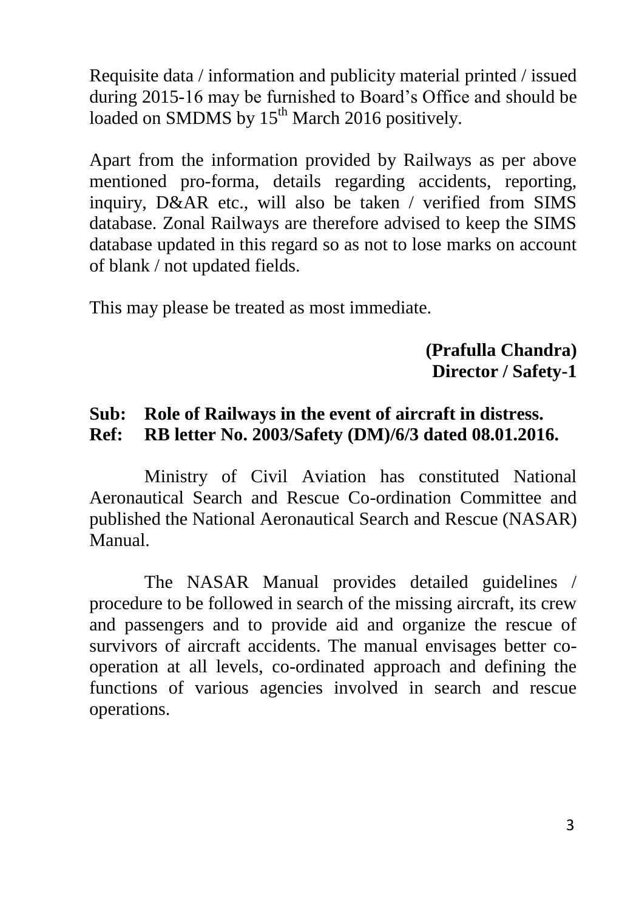Requisite data / information and publicity material printed / issued during 2015-16 may be furnished to Board's Office and should be loaded on SMDMS by 15th March 2016 positively.

Apart from the information provided by Railways as per above mentioned pro-forma, details regarding accidents, reporting, inquiry, D&AR etc., will also be taken / verified from SIMS database. Zonal Railways are therefore advised to keep the SIMS database updated in this regard so as not to lose marks on account of blank / not updated fields.

This may please be treated as most immediate.

**(Prafulla Chandra)**
**Director / Safety-1**

**Sub: Role of Railways in the event of aircraft in distress.**
**Ref: RB letter No. 2003/Safety (DM)/6/3 dated 08.01.2016.**

Ministry of Civil Aviation has constituted National Aeronautical Search and Rescue Co-ordination Committee and published the National Aeronautical Search and Rescue (NASAR) Manual.

The NASAR Manual provides detailed guidelines / procedure to be followed in search of the missing aircraft, its crew and passengers and to provide aid and organize the rescue of survivors of aircraft accidents. The manual envisages better co-operation at all levels, co-ordinated approach and defining the functions of various agencies involved in search and rescue operations.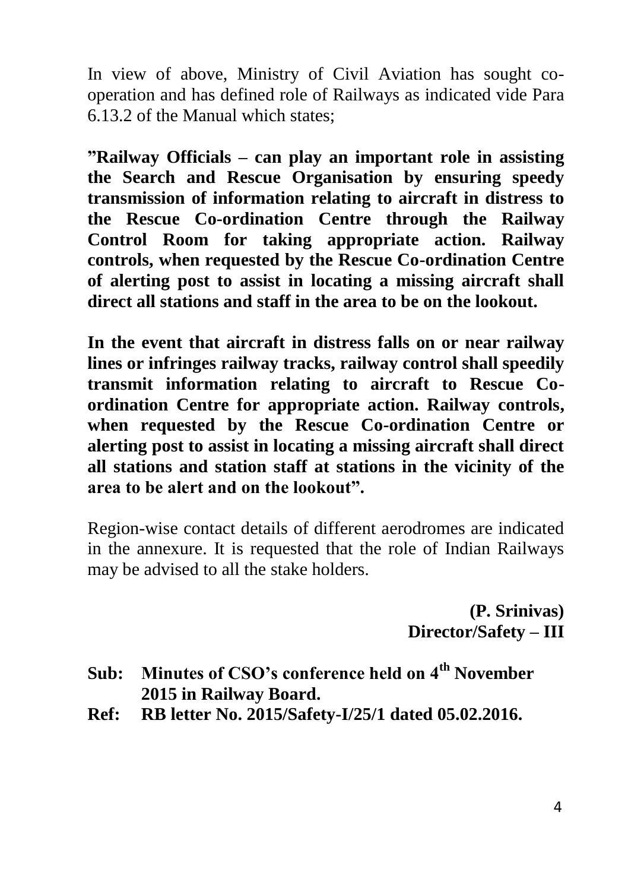In view of above, Ministry of Civil Aviation has sought co-operation and has defined role of Railways as indicated vide Para 6.13.2 of the Manual which states;

**"Railway Officials – can play an important role in assisting the Search and Rescue Organisation by ensuring speedy transmission of information relating to aircraft in distress to the Rescue Co-ordination Centre through the Railway Control Room for taking appropriate action. Railway controls, when requested by the Rescue Co-ordination Centre of alerting post to assist in locating a missing aircraft shall direct all stations and staff in the area to be on the lookout.**

**In the event that aircraft in distress falls on or near railway lines or infringes railway tracks, railway control shall speedily transmit information relating to aircraft to Rescue Co-ordination Centre for appropriate action. Railway controls, when requested by the Rescue Co-ordination Centre or alerting post to assist in locating a missing aircraft shall direct all stations and station staff at stations in the vicinity of the area to be alert and on the lookout".**

Region-wise contact details of different aerodromes are indicated in the annexure. It is requested that the role of Indian Railways may be advised to all the stake holders.

**(P. Srinivas)**
**Director/Safety – III**

**Sub: Minutes of CSO's conference held on 4th November 2015 in Railway Board.**

**Ref: RB letter No. 2015/Safety-I/25/1 dated 05.02.2016.**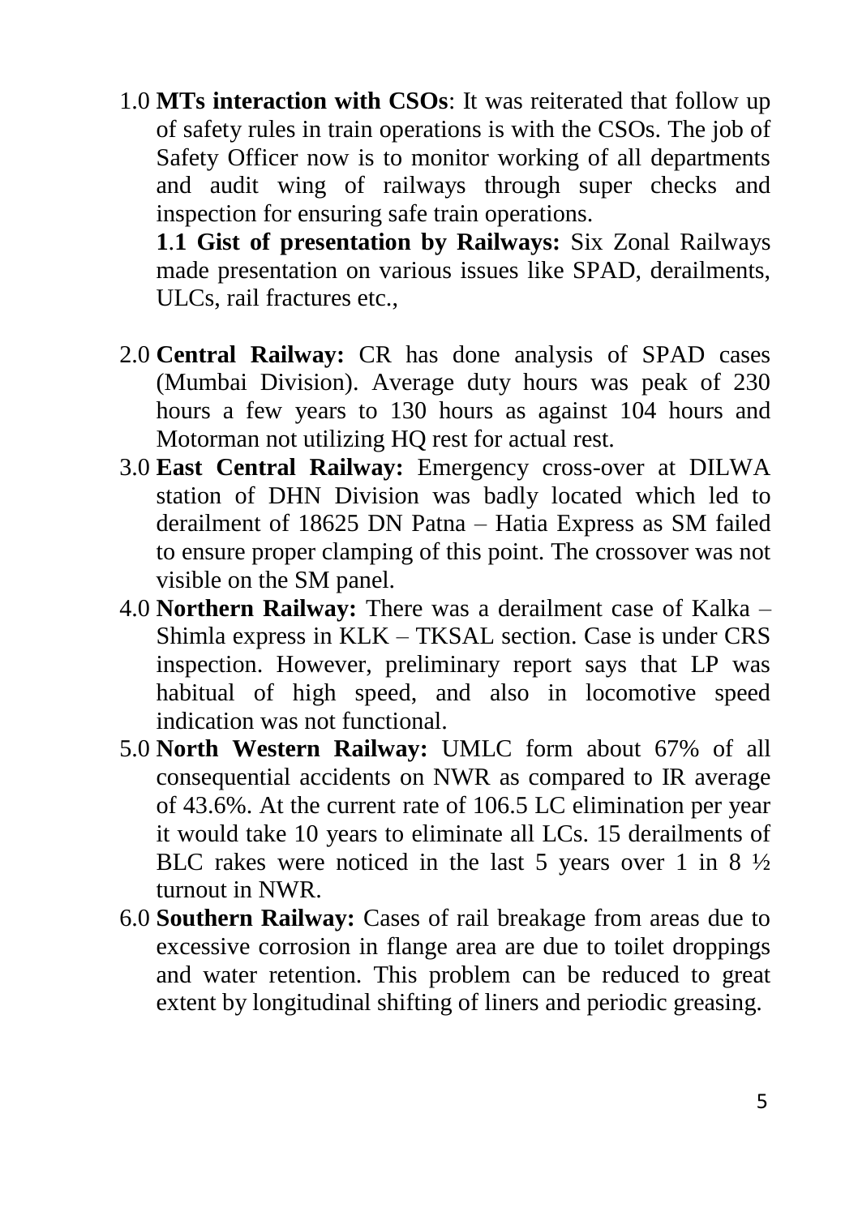1.0 **MTs interaction with CSOs**: It was reiterated that follow up of safety rules in train operations is with the CSOs. The job of Safety Officer now is to monitor working of all departments and audit wing of railways through super checks and inspection for ensuring safe train operations.

**1.1 Gist of presentation by Railways:** Six Zonal Railways made presentation on various issues like SPAD, derailments, ULCs, rail fractures etc.,

2.0 **Central Railway:** CR has done analysis of SPAD cases (Mumbai Division). Average duty hours was peak of 230 hours a few years to 130 hours as against 104 hours and Motorman not utilizing HQ rest for actual rest.

3.0 **East Central Railway:** Emergency cross-over at DILWA station of DHN Division was badly located which led to derailment of 18625 DN Patna – Hatia Express as SM failed to ensure proper clamping of this point. The crossover was not visible on the SM panel.

4.0 **Northern Railway:** There was a derailment case of Kalka – Shimla express in KLK – TKSAL section. Case is under CRS inspection. However, preliminary report says that LP was habitual of high speed, and also in locomotive speed indication was not functional.

5.0 **North Western Railway:** UMLC form about 67% of all consequential accidents on NWR as compared to IR average of 43.6%. At the current rate of 106.5 LC elimination per year it would take 10 years to eliminate all LCs. 15 derailments of BLC rakes were noticed in the last 5 years over 1 in 8 ½ turnout in NWR.

6.0 **Southern Railway:** Cases of rail breakage from areas due to excessive corrosion in flange area are due to toilet droppings and water retention. This problem can be reduced to great extent by longitudinal shifting of liners and periodic greasing.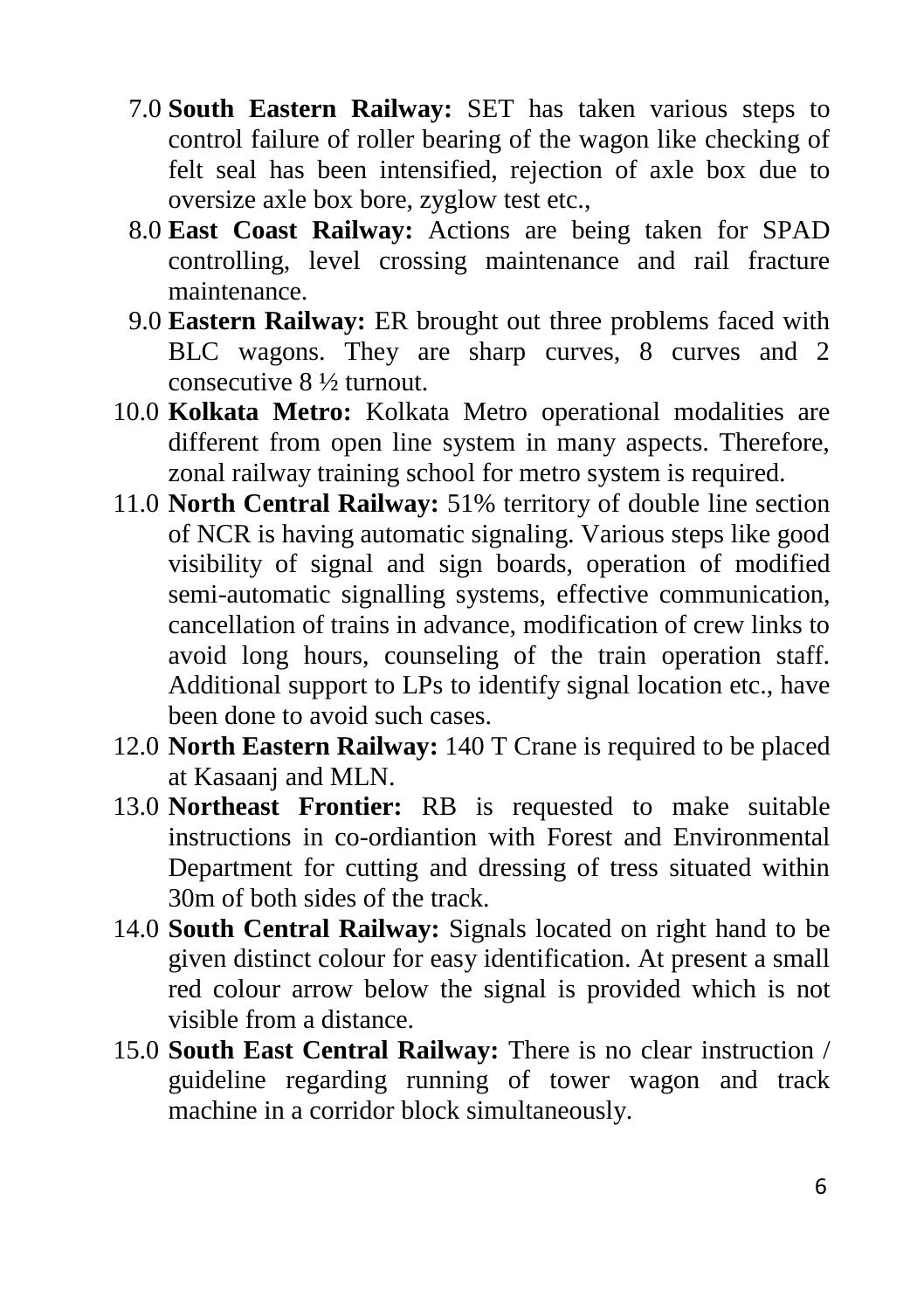7.0 **South Eastern Railway:** SET has taken various steps to control failure of roller bearing of the wagon like checking of felt seal has been intensified, rejection of axle box due to oversize axle box bore, zyglow test etc.,

8.0 **East Coast Railway:** Actions are being taken for SPAD controlling, level crossing maintenance and rail fracture maintenance.

9.0 **Eastern Railway:** ER brought out three problems faced with BLC wagons. They are sharp curves, 8 curves and 2 consecutive 8 ½ turnout.

10.0 **Kolkata Metro:** Kolkata Metro operational modalities are different from open line system in many aspects. Therefore, zonal railway training school for metro system is required.

11.0 **North Central Railway:** 51% territory of double line section of NCR is having automatic signaling. Various steps like good visibility of signal and sign boards, operation of modified semi-automatic signalling systems, effective communication, cancellation of trains in advance, modification of crew links to avoid long hours, counseling of the train operation staff. Additional support to LPs to identify signal location etc., have been done to avoid such cases.

12.0 **North Eastern Railway:** 140 T Crane is required to be placed at Kasaanj and MLN.

13.0 **Northeast Frontier:** RB is requested to make suitable instructions in co-ordiantion with Forest and Environmental Department for cutting and dressing of tress situated within 30m of both sides of the track.

14.0 **South Central Railway:** Signals located on right hand to be given distinct colour for easy identification. At present a small red colour arrow below the signal is provided which is not visible from a distance.

15.0 **South East Central Railway:** There is no clear instruction / guideline regarding running of tower wagon and track machine in a corridor block simultaneously.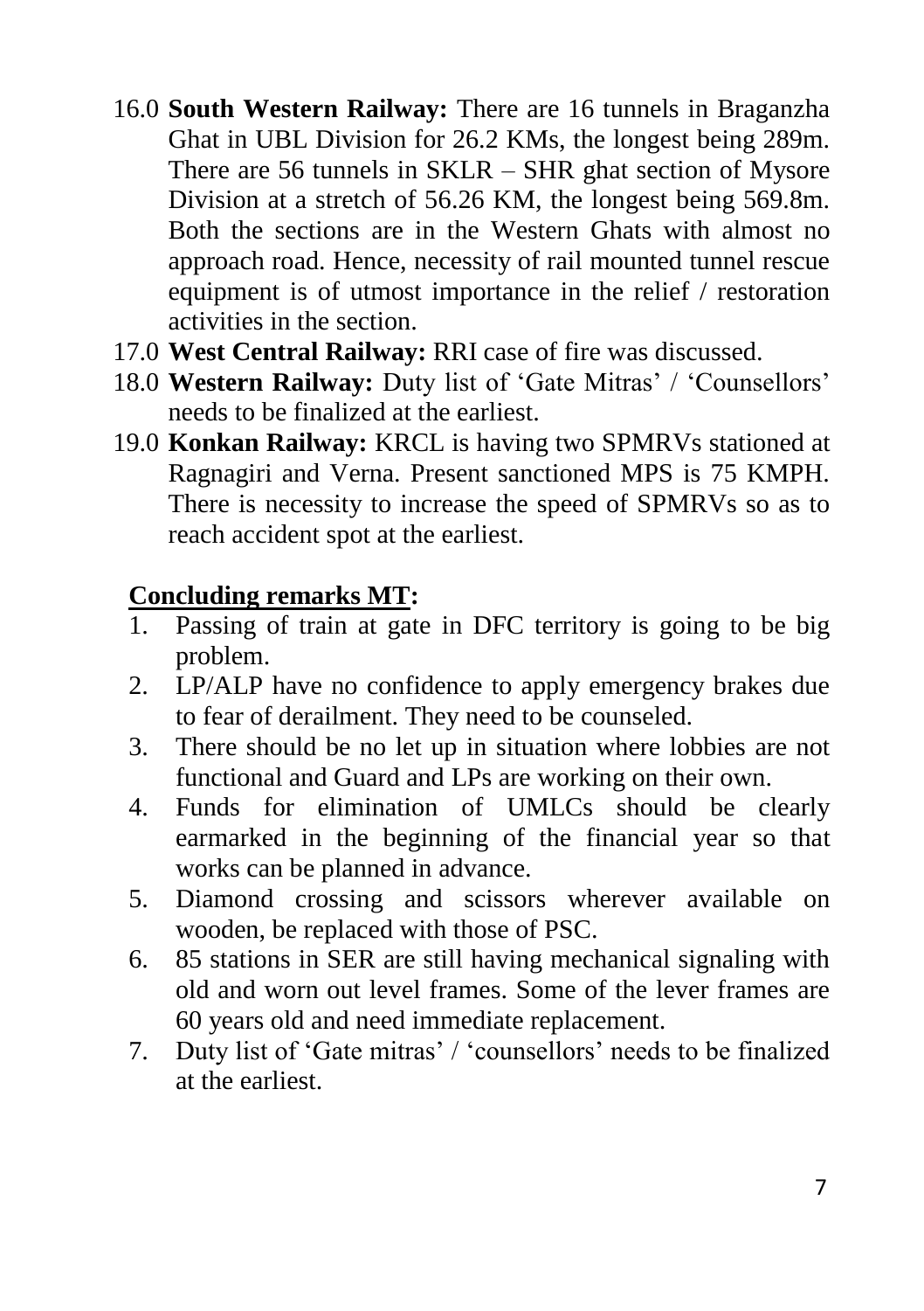16.0 **South Western Railway:** There are 16 tunnels in Braganzha Ghat in UBL Division for 26.2 KMs, the longest being 289m. There are 56 tunnels in SKLR – SHR ghat section of Mysore Division at a stretch of 56.26 KM, the longest being 569.8m. Both the sections are in the Western Ghats with almost no approach road. Hence, necessity of rail mounted tunnel rescue equipment is of utmost importance in the relief / restoration activities in the section.

17.0 **West Central Railway:** RRI case of fire was discussed.

18.0 **Western Railway:** Duty list of 'Gate Mitras' / 'Counsellors' needs to be finalized at the earliest.

19.0 **Konkan Railway:** KRCL is having two SPMRVs stationed at Ragnagiri and Verna. Present sanctioned MPS is 75 KMPH. There is necessity to increase the speed of SPMRVs so as to reach accident spot at the earliest.

**<u>Concluding remarks MT</u>:**

1. Passing of train at gate in DFC territory is going to be big problem.
2. LP/ALP have no confidence to apply emergency brakes due to fear of derailment. They need to be counseled.
3. There should be no let up in situation where lobbies are not functional and Guard and LPs are working on their own.
4. Funds for elimination of UMLCs should be clearly earmarked in the beginning of the financial year so that works can be planned in advance.
5. Diamond crossing and scissors wherever available on wooden, be replaced with those of PSC.
6. 85 stations in SER are still having mechanical signaling with old and worn out level frames. Some of the lever frames are 60 years old and need immediate replacement.
7. Duty list of 'Gate mitras' / 'counsellors' needs to be finalized at the earliest.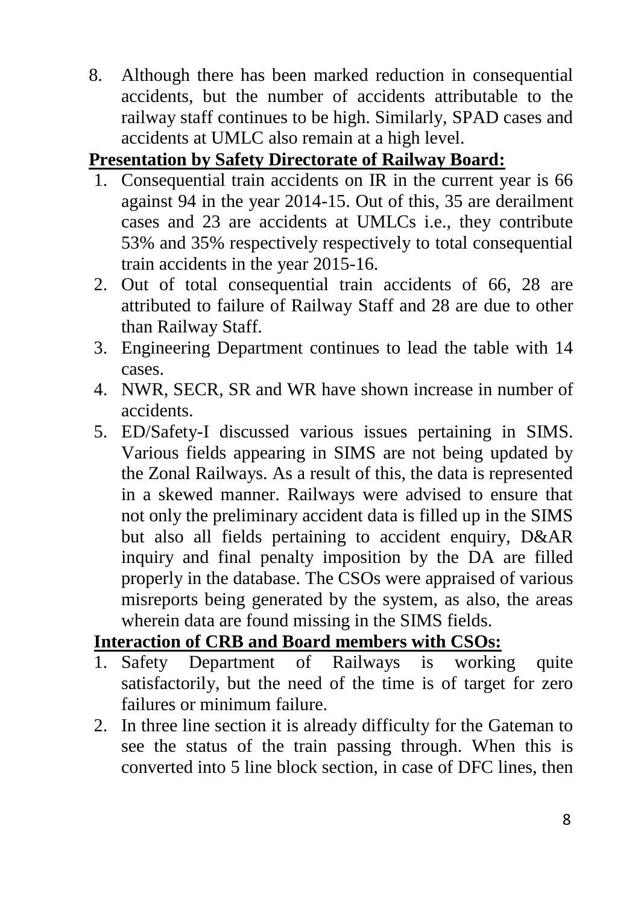8. Although there has been marked reduction in consequential accidents, but the number of accidents attributable to the railway staff continues to be high. Similarly, SPAD cases and accidents at UMLC also remain at a high level.

**Presentation by Safety Directorate of Railway Board:**

1. Consequential train accidents on IR in the current year is 66 against 94 in the year 2014-15. Out of this, 35 are derailment cases and 23 are accidents at UMLCs i.e., they contribute 53% and 35% respectively respectively to total consequential train accidents in the year 2015-16.
2. Out of total consequential train accidents of 66, 28 are attributed to failure of Railway Staff and 28 are due to other than Railway Staff.
3. Engineering Department continues to lead the table with 14 cases.
4. NWR, SECR, SR and WR have shown increase in number of accidents.
5. ED/Safety-I discussed various issues pertaining in SIMS. Various fields appearing in SIMS are not being updated by the Zonal Railways. As a result of this, the data is represented in a skewed manner. Railways were advised to ensure that not only the preliminary accident data is filled up in the SIMS but also all fields pertaining to accident enquiry, D&AR inquiry and final penalty imposition by the DA are filled properly in the database. The CSOs were appraised of various misreports being generated by the system, as also, the areas wherein data are found missing in the SIMS fields.

**Interaction of CRB and Board members with CSOs:**

1. Safety Department of Railways is working quite satisfactorily, but the need of the time is of target for zero failures or minimum failure.
2. In three line section it is already difficulty for the Gateman to see the status of the train passing through. When this is converted into 5 line block section, in case of DFC lines, then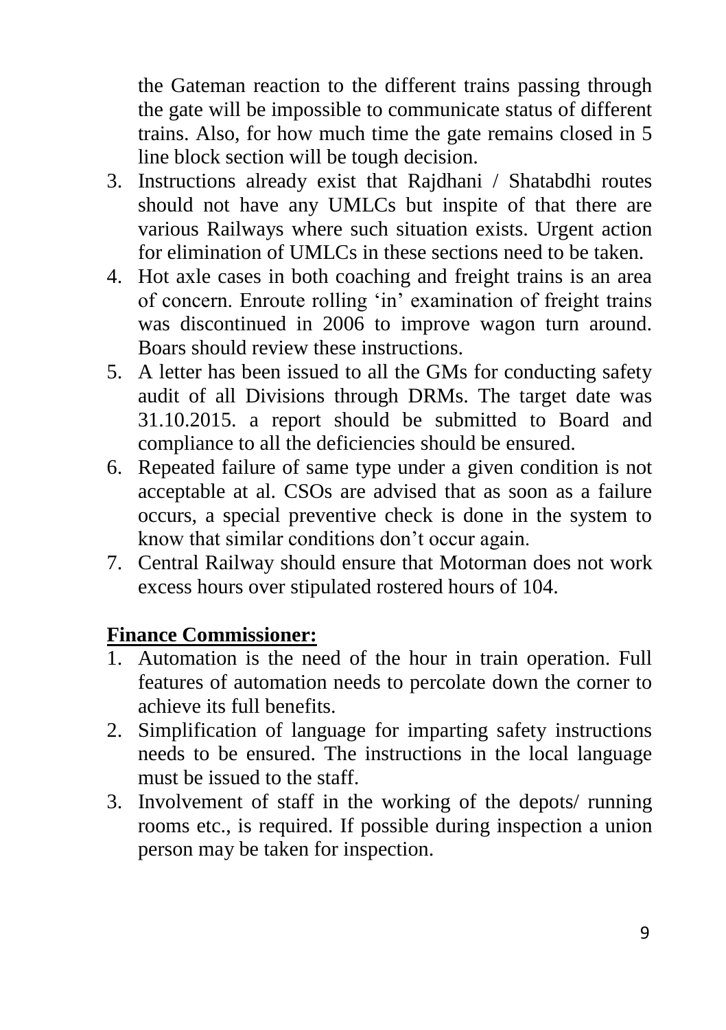the Gateman reaction to the different trains passing through the gate will be impossible to communicate status of different trains. Also, for how much time the gate remains closed in 5 line block section will be tough decision.

3. Instructions already exist that Rajdhani / Shatabdhi routes should not have any UMLCs but inspite of that there are various Railways where such situation exists. Urgent action for elimination of UMLCs in these sections need to be taken.
4. Hot axle cases in both coaching and freight trains is an area of concern. Enroute rolling 'in' examination of freight trains was discontinued in 2006 to improve wagon turn around. Boars should review these instructions.
5. A letter has been issued to all the GMs for conducting safety audit of all Divisions through DRMs. The target date was 31.10.2015. a report should be submitted to Board and compliance to all the deficiencies should be ensured.
6. Repeated failure of same type under a given condition is not acceptable at al. CSOs are advised that as soon as a failure occurs, a special preventive check is done in the system to know that similar conditions don't occur again.
7. Central Railway should ensure that Motorman does not work excess hours over stipulated rostered hours of 104.

**Finance Commissioner:**

1. Automation is the need of the hour in train operation. Full features of automation needs to percolate down the corner to achieve its full benefits.
2. Simplification of language for imparting safety instructions needs to be ensured. The instructions in the local language must be issued to the staff.
3. Involvement of staff in the working of the depots/ running rooms etc., is required. If possible during inspection a union person may be taken for inspection.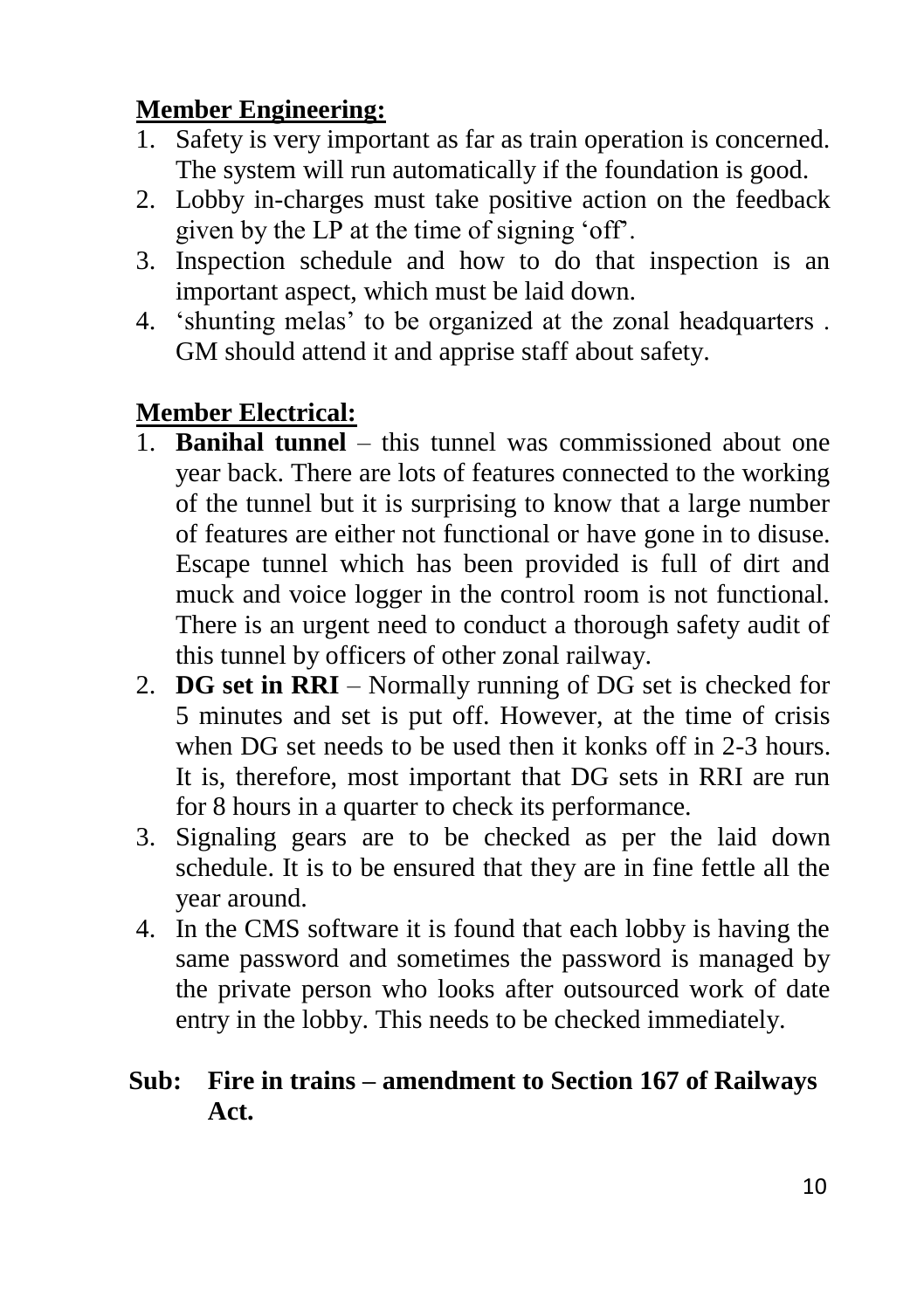**<u>Member Engineering:</u>**

1. Safety is very important as far as train operation is concerned. The system will run automatically if the foundation is good.
2. Lobby in-charges must take positive action on the feedback given by the LP at the time of signing 'off'.
3. Inspection schedule and how to do that inspection is an important aspect, which must be laid down.
4. 'shunting melas' to be organized at the zonal headquarters . GM should attend it and apprise staff about safety.

**<u>Member Electrical:</u>**

1. **Banihal tunnel** – this tunnel was commissioned about one year back. There are lots of features connected to the working of the tunnel but it is surprising to know that a large number of features are either not functional or have gone in to disuse. Escape tunnel which has been provided is full of dirt and muck and voice logger in the control room is not functional. There is an urgent need to conduct a thorough safety audit of this tunnel by officers of other zonal railway.
2. **DG set in RRI** – Normally running of DG set is checked for 5 minutes and set is put off. However, at the time of crisis when DG set needs to be used then it konks off in 2-3 hours. It is, therefore, most important that DG sets in RRI are run for 8 hours in a quarter to check its performance.
3. Signaling gears are to be checked as per the laid down schedule. It is to be ensured that they are in fine fettle all the year around.
4. In the CMS software it is found that each lobby is having the same password and sometimes the password is managed by the private person who looks after outsourced work of date entry in the lobby. This needs to be checked immediately.

**Sub: Fire in trains – amendment to Section 167 of Railways Act.**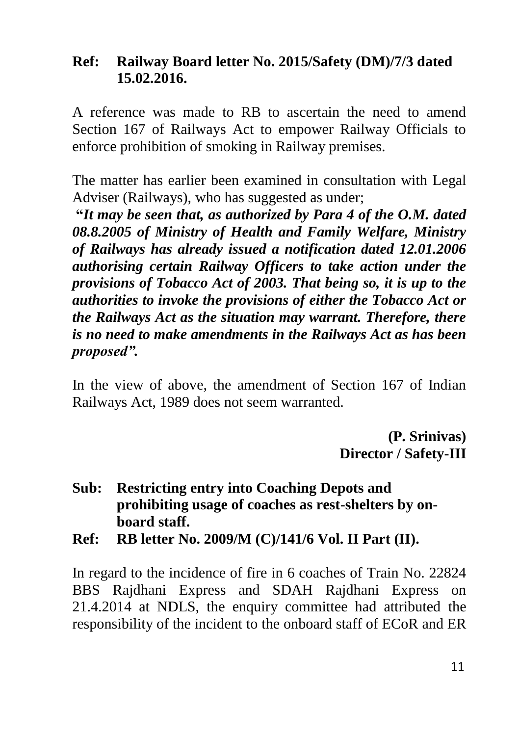**Ref: Railway Board letter No. 2015/Safety (DM)/7/3 dated 15.02.2016.**

A reference was made to RB to ascertain the need to amend Section 167 of Railways Act to empower Railway Officials to enforce prohibition of smoking in Railway premises.

The matter has earlier been examined in consultation with Legal Adviser (Railways), who has suggested as under;

***"It may be seen that, as authorized by Para 4 of the O.M. dated 08.8.2005 of Ministry of Health and Family Welfare, Ministry of Railways has already issued a notification dated 12.01.2006 authorising certain Railway Officers to take action under the provisions of Tobacco Act of 2003. That being so, it is up to the authorities to invoke the provisions of either the Tobacco Act or the Railways Act as the situation may warrant. Therefore, there is no need to make amendments in the Railways Act as has been proposed".***

In the view of above, the amendment of Section 167 of Indian Railways Act, 1989 does not seem warranted.

**(P. Srinivas)**
**Director / Safety-III**

**Sub: Restricting entry into Coaching Depots and prohibiting usage of coaches as rest-shelters by on-board staff.**

**Ref: RB letter No. 2009/M (C)/141/6 Vol. II Part (II).**

In regard to the incidence of fire in 6 coaches of Train No. 22824 BBS Rajdhani Express and SDAH Rajdhani Express on 21.4.2014 at NDLS, the enquiry committee had attributed the responsibility of the incident to the onboard staff of ECoR and ER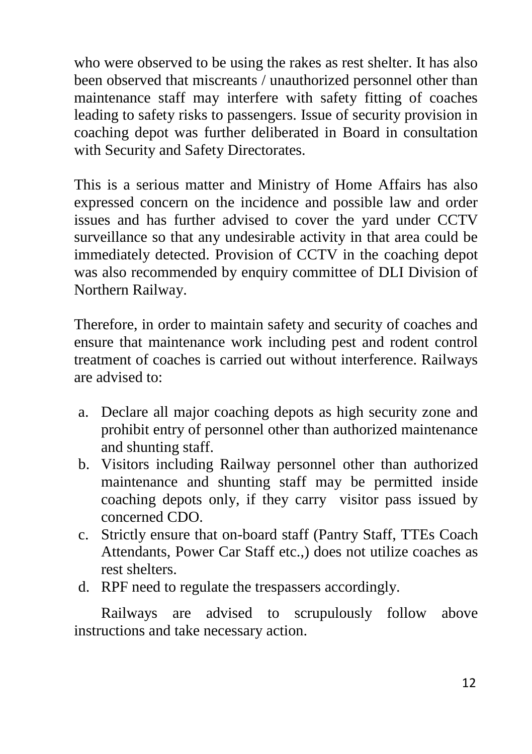who were observed to be using the rakes as rest shelter. It has also been observed that miscreants / unauthorized personnel other than maintenance staff may interfere with safety fitting of coaches leading to safety risks to passengers. Issue of security provision in coaching depot was further deliberated in Board in consultation with Security and Safety Directorates.

This is a serious matter and Ministry of Home Affairs has also expressed concern on the incidence and possible law and order issues and has further advised to cover the yard under CCTV surveillance so that any undesirable activity in that area could be immediately detected. Provision of CCTV in the coaching depot was also recommended by enquiry committee of DLI Division of Northern Railway.

Therefore, in order to maintain safety and security of coaches and ensure that maintenance work including pest and rodent control treatment of coaches is carried out without interference. Railways are advised to:

a. Declare all major coaching depots as high security zone and prohibit entry of personnel other than authorized maintenance and shunting staff.
b. Visitors including Railway personnel other than authorized maintenance and shunting staff may be permitted inside coaching depots only, if they carry visitor pass issued by concerned CDO.
c. Strictly ensure that on-board staff (Pantry Staff, TTEs Coach Attendants, Power Car Staff etc.,) does not utilize coaches as rest shelters.
d. RPF need to regulate the trespassers accordingly.

Railways are advised to scrupulously follow above instructions and take necessary action.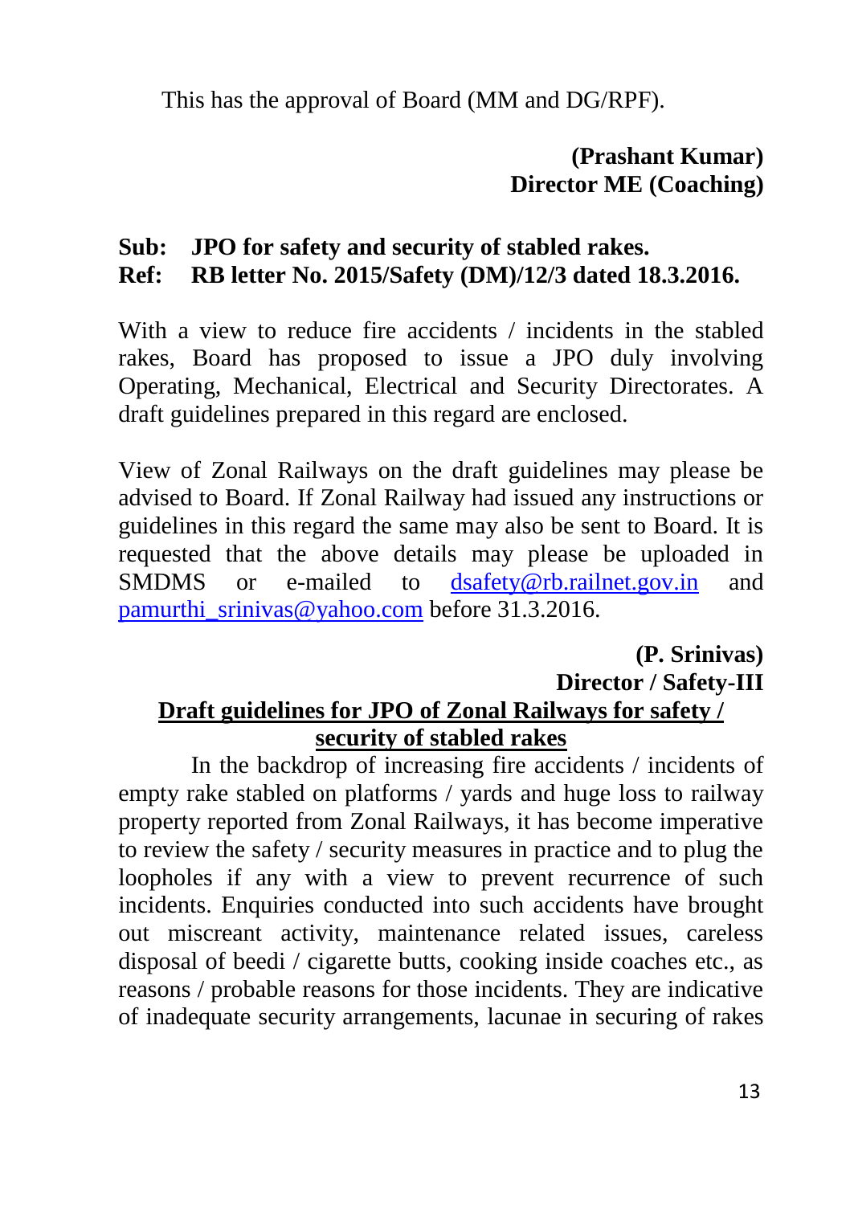This has the approval of Board (MM and DG/RPF).

**(Prashant Kumar)**
**Director ME (Coaching)**

**Sub: JPO for safety and security of stabled rakes.**
**Ref: RB letter No. 2015/Safety (DM)/12/3 dated 18.3.2016.**

With a view to reduce fire accidents / incidents in the stabled rakes, Board has proposed to issue a JPO duly involving Operating, Mechanical, Electrical and Security Directorates. A draft guidelines prepared in this regard are enclosed.

View of Zonal Railways on the draft guidelines may please be advised to Board. If Zonal Railway had issued any instructions or guidelines in this regard the same may also be sent to Board. It is requested that the above details may please be uploaded in SMDMS or e-mailed to dsafety@rb.railnet.gov.in and pamurthi_srinivas@yahoo.com before 31.3.2016.

**(P. Srinivas)**
**Director / Safety-III**

**Draft guidelines for JPO of Zonal Railways for safety / security of stabled rakes**

In the backdrop of increasing fire accidents / incidents of empty rake stabled on platforms / yards and huge loss to railway property reported from Zonal Railways, it has become imperative to review the safety / security measures in practice and to plug the loopholes if any with a view to prevent recurrence of such incidents. Enquiries conducted into such accidents have brought out miscreant activity, maintenance related issues, careless disposal of beedi / cigarette butts, cooking inside coaches etc., as reasons / probable reasons for those incidents. They are indicative of inadequate security arrangements, lacunae in securing of rakes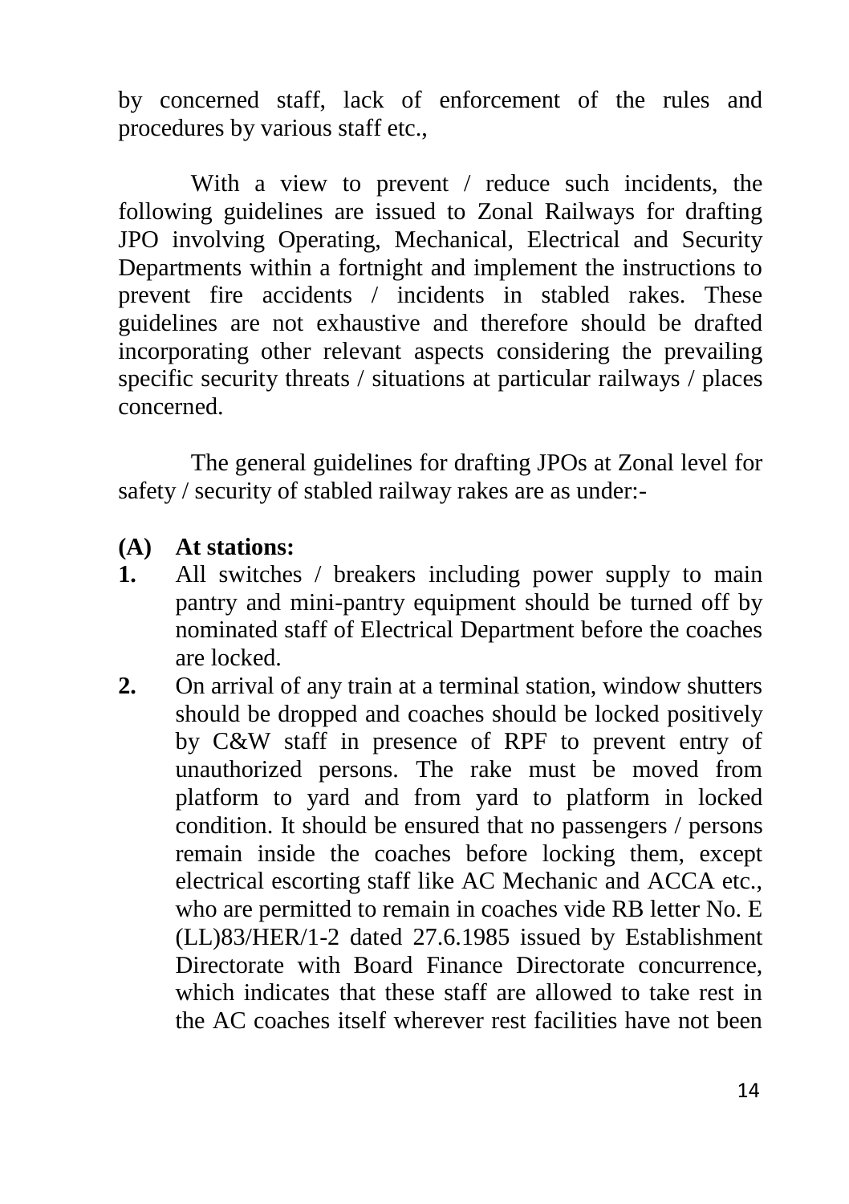by concerned staff, lack of enforcement of the rules and procedures by various staff etc.,

With a view to prevent / reduce such incidents, the following guidelines are issued to Zonal Railways for drafting JPO involving Operating, Mechanical, Electrical and Security Departments within a fortnight and implement the instructions to prevent fire accidents / incidents in stabled rakes. These guidelines are not exhaustive and therefore should be drafted incorporating other relevant aspects considering the prevailing specific security threats / situations at particular railways / places concerned.

The general guidelines for drafting JPOs at Zonal level for safety / security of stabled railway rakes are as under:-

**(A) At stations:**

**1.** All switches / breakers including power supply to main pantry and mini-pantry equipment should be turned off by nominated staff of Electrical Department before the coaches are locked.

**2.** On arrival of any train at a terminal station, window shutters should be dropped and coaches should be locked positively by C&W staff in presence of RPF to prevent entry of unauthorized persons. The rake must be moved from platform to yard and from yard to platform in locked condition. It should be ensured that no passengers / persons remain inside the coaches before locking them, except electrical escorting staff like AC Mechanic and ACCA etc., who are permitted to remain in coaches vide RB letter No. E (LL)83/HER/1-2 dated 27.6.1985 issued by Establishment Directorate with Board Finance Directorate concurrence, which indicates that these staff are allowed to take rest in the AC coaches itself wherever rest facilities have not been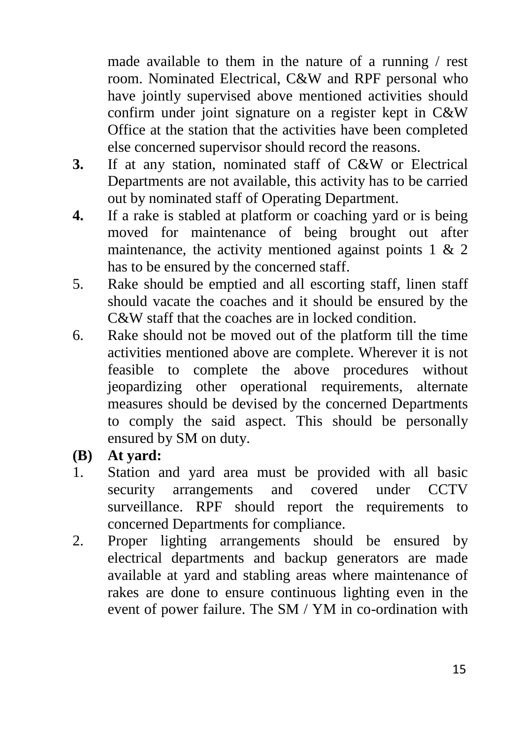made available to them in the nature of a running / rest room. Nominated Electrical, C&W and RPF personal who have jointly supervised above mentioned activities should confirm under joint signature on a register kept in C&W Office at the station that the activities have been completed else concerned supervisor should record the reasons.

**3.** If at any station, nominated staff of C&W or Electrical Departments are not available, this activity has to be carried out by nominated staff of Operating Department.

**4.** If a rake is stabled at platform or coaching yard or is being moved for maintenance of being brought out after maintenance, the activity mentioned against points 1 & 2 has to be ensured by the concerned staff.

5. Rake should be emptied and all escorting staff, linen staff should vacate the coaches and it should be ensured by the C&W staff that the coaches are in locked condition.

6. Rake should not be moved out of the platform till the time activities mentioned above are complete. Wherever it is not feasible to complete the above procedures without jeopardizing other operational requirements, alternate measures should be devised by the concerned Departments to comply the said aspect. This should be personally ensured by SM on duty.

**(B) At yard:**

1. Station and yard area must be provided with all basic security arrangements and covered under CCTV surveillance. RPF should report the requirements to concerned Departments for compliance.

2. Proper lighting arrangements should be ensured by electrical departments and backup generators are made available at yard and stabling areas where maintenance of rakes are done to ensure continuous lighting even in the event of power failure. The SM / YM in co-ordination with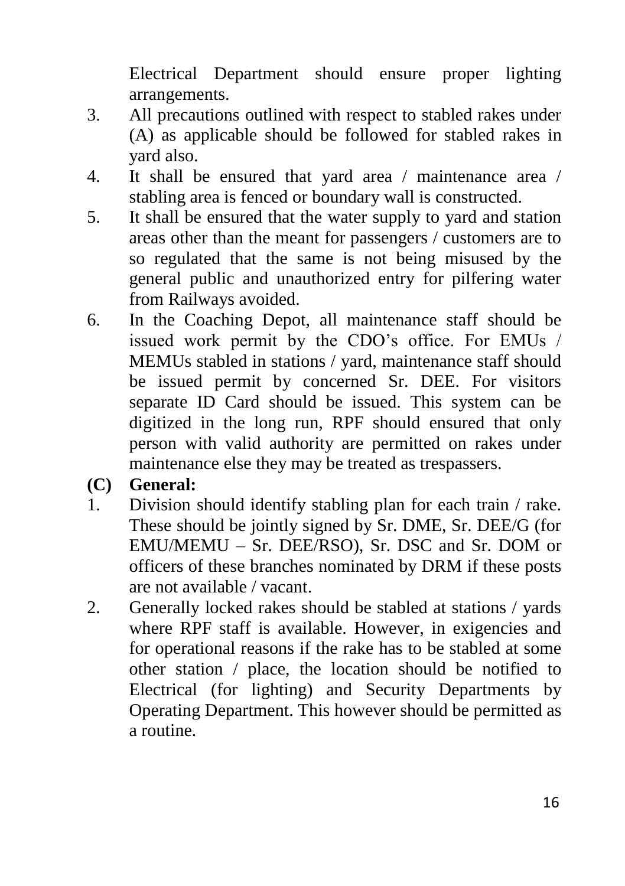Electrical Department should ensure proper lighting arrangements.

3. All precautions outlined with respect to stabled rakes under (A) as applicable should be followed for stabled rakes in yard also.
4. It shall be ensured that yard area / maintenance area / stabling area is fenced or boundary wall is constructed.
5. It shall be ensured that the water supply to yard and station areas other than the meant for passengers / customers are to so regulated that the same is not being misused by the general public and unauthorized entry for pilfering water from Railways avoided.
6. In the Coaching Depot, all maintenance staff should be issued work permit by the CDO's office. For EMUs / MEMUs stabled in stations / yard, maintenance staff should be issued permit by concerned Sr. DEE. For visitors separate ID Card should be issued. This system can be digitized in the long run, RPF should ensured that only person with valid authority are permitted on rakes under maintenance else they may be treated as trespassers.

**(C) General:**

1. Division should identify stabling plan for each train / rake. These should be jointly signed by Sr. DME, Sr. DEE/G (for EMU/MEMU – Sr. DEE/RSO), Sr. DSC and Sr. DOM or officers of these branches nominated by DRM if these posts are not available / vacant.
2. Generally locked rakes should be stabled at stations / yards where RPF staff is available. However, in exigencies and for operational reasons if the rake has to be stabled at some other station / place, the location should be notified to Electrical (for lighting) and Security Departments by Operating Department. This however should be permitted as a routine.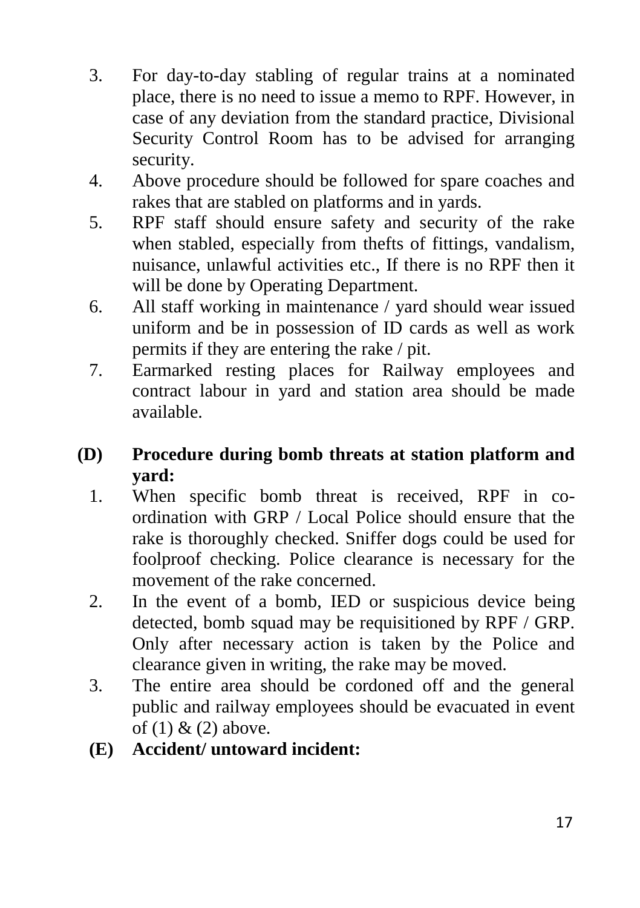3. For day-to-day stabling of regular trains at a nominated place, there is no need to issue a memo to RPF. However, in case of any deviation from the standard practice, Divisional Security Control Room has to be advised for arranging security.
4. Above procedure should be followed for spare coaches and rakes that are stabled on platforms and in yards.
5. RPF staff should ensure safety and security of the rake when stabled, especially from thefts of fittings, vandalism, nuisance, unlawful activities etc., If there is no RPF then it will be done by Operating Department.
6. All staff working in maintenance / yard should wear issued uniform and be in possession of ID cards as well as work permits if they are entering the rake / pit.
7. Earmarked resting places for Railway employees and contract labour in yard and station area should be made available.

**(D) Procedure during bomb threats at station platform and yard:**

1. When specific bomb threat is received, RPF in co-ordination with GRP / Local Police should ensure that the rake is thoroughly checked. Sniffer dogs could be used for foolproof checking. Police clearance is necessary for the movement of the rake concerned.
2. In the event of a bomb, IED or suspicious device being detected, bomb squad may be requisitioned by RPF / GRP. Only after necessary action is taken by the Police and clearance given in writing, the rake may be moved.
3. The entire area should be cordoned off and the general public and railway employees should be evacuated in event of (1) & (2) above.

**(E) Accident/ untoward incident:**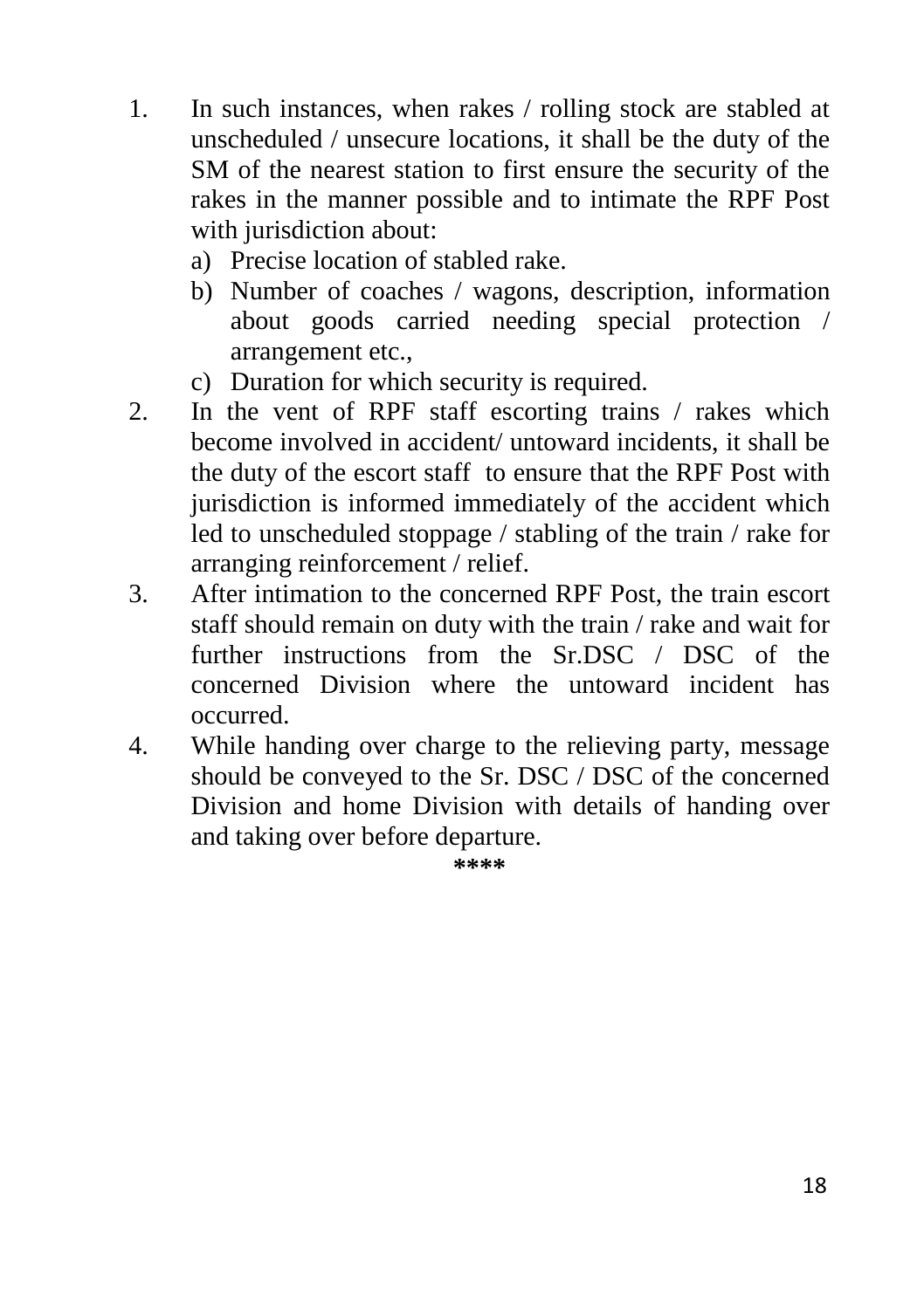1. In such instances, when rakes / rolling stock are stabled at unscheduled / unsecure locations, it shall be the duty of the SM of the nearest station to first ensure the security of the rakes in the manner possible and to intimate the RPF Post with jurisdiction about:
   a) Precise location of stabled rake.
   b) Number of coaches / wagons, description, information about goods carried needing special protection / arrangement etc.,
   c) Duration for which security is required.
2. In the vent of RPF staff escorting trains / rakes which become involved in accident/ untoward incidents, it shall be the duty of the escort staff to ensure that the RPF Post with jurisdiction is informed immediately of the accident which led to unscheduled stoppage / stabling of the train / rake for arranging reinforcement / relief.
3. After intimation to the concerned RPF Post, the train escort staff should remain on duty with the train / rake and wait for further instructions from the Sr.DSC / DSC of the concerned Division where the untoward incident has occurred.
4. While handing over charge to the relieving party, message should be conveyed to the Sr. DSC / DSC of the concerned Division and home Division with details of handing over and taking over before departure.

****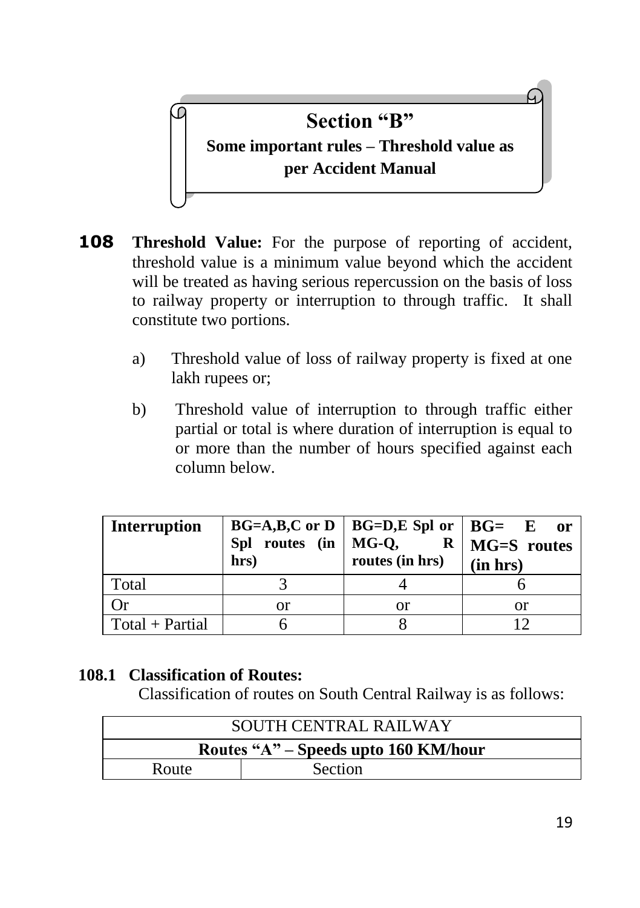## Section "B"

### Some important rules – Threshold value as per Accident Manual

**108 Threshold Value:** For the purpose of reporting of accident, threshold value is a minimum value beyond which the accident will be treated as having serious repercussion on the basis of loss to railway property or interruption to through traffic. It shall constitute two portions.

a) Threshold value of loss of railway property is fixed at one lakh rupees or;

b) Threshold value of interruption to through traffic either partial or total is where duration of interruption is equal to or more than the number of hours specified against each column below.

| Interruption | BG=A,B,C or D Spl routes (in hrs) | BG=D,E Spl or MG-Q, R routes (in hrs) | BG= E or MG=S routes (in hrs) |
|---|---|---|---|
| Total | 3 | 4 | 6 |
| Or | or | or | or |
| Total + Partial | 6 | 8 | 12 |

**108.1 Classification of Routes:**

Classification of routes on South Central Railway is as follows:

| SOUTH CENTRAL RAILWAY | |
|---|---|
| **Routes "A" – Speeds upto 160 KM/hour** | |
| Route | Section |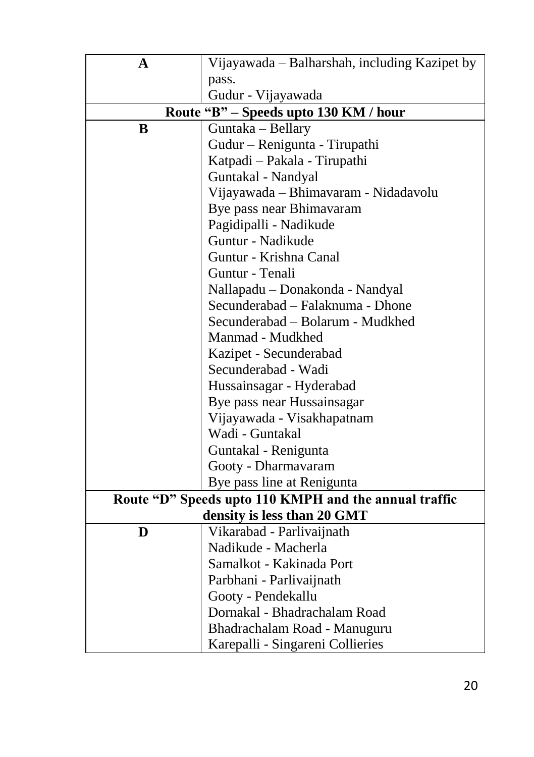| A | Vijayawada – Balharshah, including Kazipet by pass.<br>Gudur - Vijayawada |
|---|---|
| **Route "B" – Speeds upto 130 KM / hour** | |
| B | Guntaka – Bellary<br>Gudur – Renigunta - Tirupathi<br>Katpadi – Pakala - Tirupathi<br>Guntakal - Nandyal<br>Vijayawada – Bhimavaram - Nidadavolu<br>Bye pass near Bhimavaram<br>Pagidipalli - Nadikude<br>Guntur - Nadikude<br>Guntur - Krishna Canal<br>Guntur - Tenali<br>Nallapadu – Donakonda - Nandyal<br>Secunderabad – Falaknuma - Dhone<br>Secunderabad – Bolarum - Mudkhed<br>Manmad - Mudkhed<br>Kazipet - Secunderabad<br>Secunderabad - Wadi<br>Hussainsagar - Hyderabad<br>Bye pass near Hussainsagar<br>Vijayawada - Visakhapatnam<br>Wadi - Guntakal<br>Guntakal - Renigunta<br>Gooty - Dharmavaram<br>Bye pass line at Renigunta |
| **Route "D" Speeds upto 110 KMPH and the annual traffic density is less than 20 GMT** | |
| D | Vikarabad - Parlivaijnath<br>Nadikude - Macherla<br>Samalkot - Kakinada Port<br>Parbhani - Parlivaijnath<br>Gooty - Pendekallu<br>Dornakal - Bhadrachalam Road<br>Bhadrachalam Road - Manuguru<br>Karepalli - Singareni Collieries |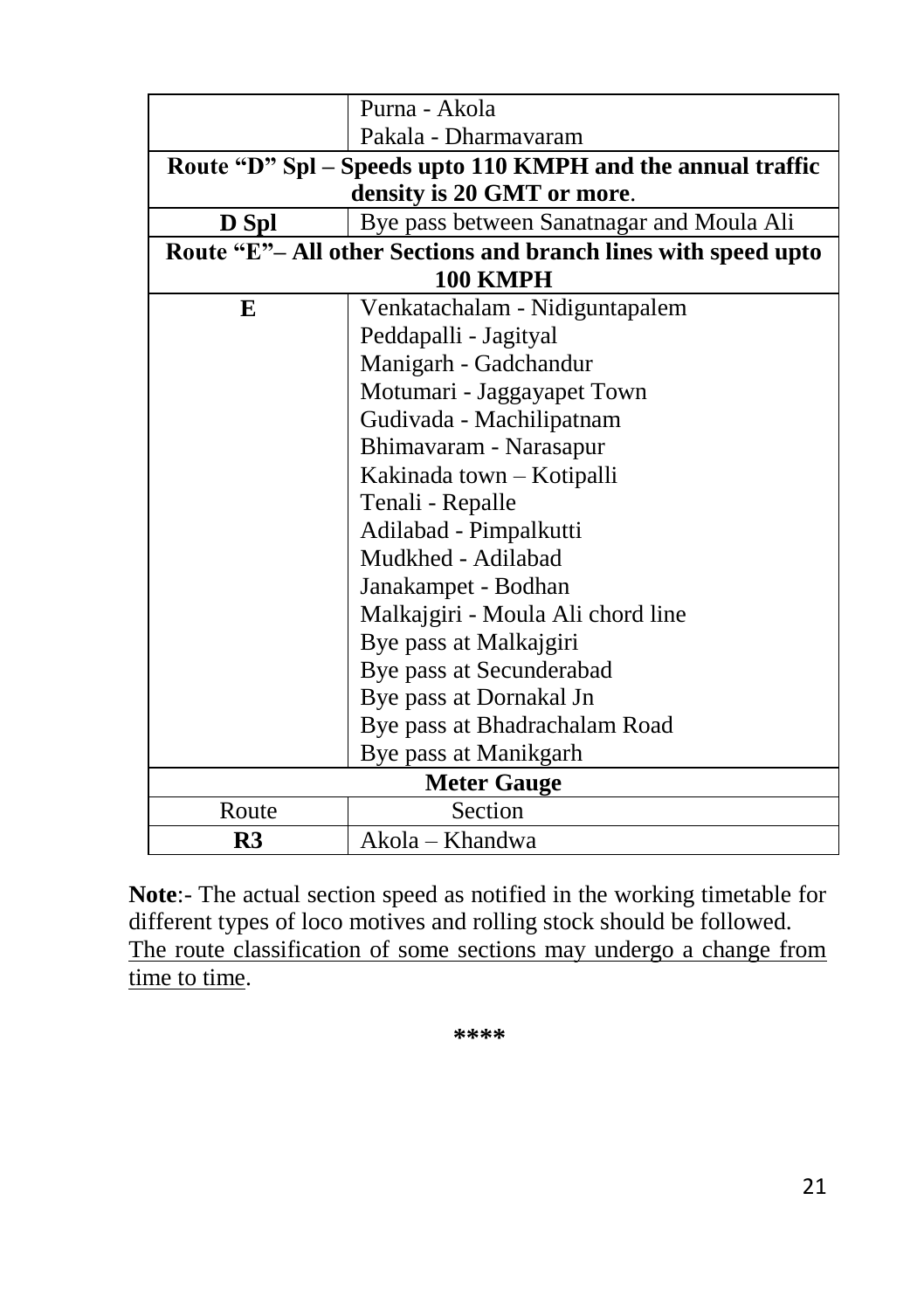| Route | Section |
|---|---|
| | Purna - Akola<br>Pakala - Dharmavaram |
| **Route "D" Spl – Speeds upto 110 KMPH and the annual traffic density is 20 GMT or more.** | |
| **D Spl** | Bye pass between Sanatnagar and Moula Ali |
| **Route "E"– All other Sections and branch lines with speed upto 100 KMPH** | |
| **E** | Venkatachalam - Nidiguntapalem<br>Peddapalli - Jagityal<br>Manigarh - Gadchandur<br>Motumari - Jaggayapet Town<br>Gudivada - Machilipatnam<br>Bhimavaram - Narasapur<br>Kakinada town – Kotipalli<br>Tenali - Repalle<br>Adilabad - Pimpalkutti<br>Mudkhed - Adilabad<br>Janakampet - Bodhan<br>Malkajgiri - Moula Ali chord line<br>Bye pass at Malkajgiri<br>Bye pass at Secunderabad<br>Bye pass at Dornakal Jn<br>Bye pass at Bhadrachalam Road<br>Bye pass at Manikgarh |
| **Meter Gauge** | |
| Route | Section |
| **R3** | Akola – Khandwa |

**Note**:- The actual section speed as notified in the working timetable for different types of loco motives and rolling stock should be followed. The route classification of some sections may undergo a change from time to time.

\*\*\*\*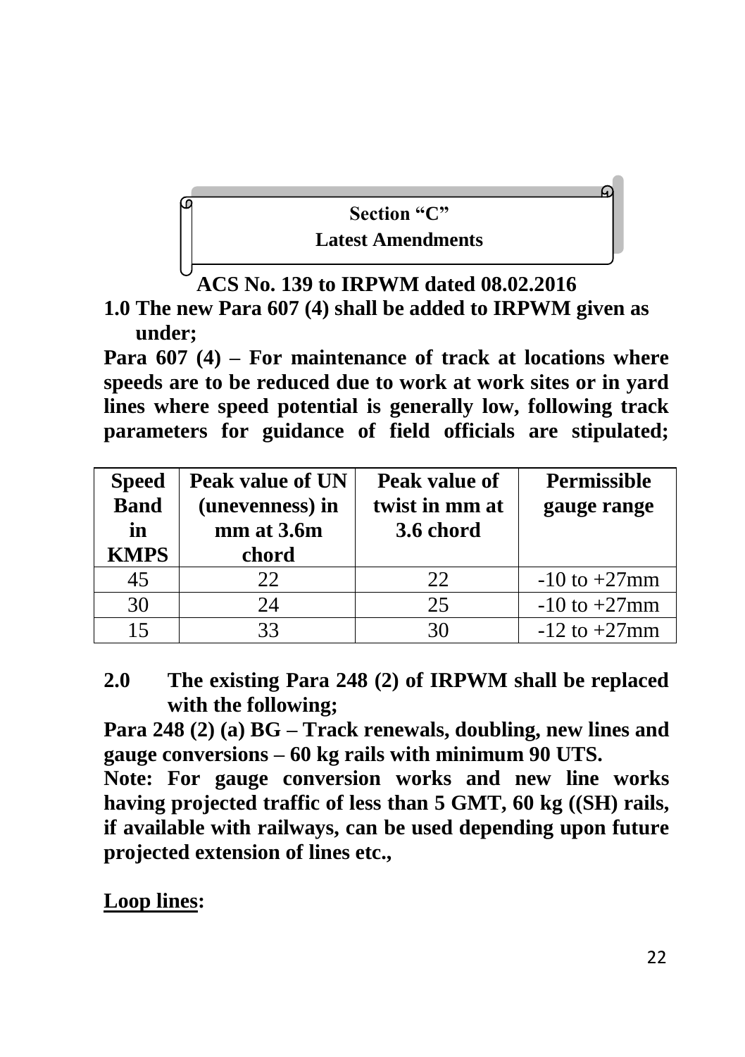## Section "C"
## Latest Amendments

### ACS No. 139 to IRPWM dated 08.02.2016

**1.0 The new Para 607 (4) shall be added to IRPWM given as under;**

**Para 607 (4) – For maintenance of track at locations where speeds are to be reduced due to work at work sites or in yard lines where speed potential is generally low, following track parameters for guidance of field officials are stipulated;**

| Speed Band in KMPS | Peak value of UN (unevenness) in mm at 3.6m chord | Peak value of twist in mm at 3.6 chord | Permissible gauge range |
|---|---|---|---|
| 45 | 22 | 22 | -10 to +27mm |
| 30 | 24 | 25 | -10 to +27mm |
| 15 | 33 | 30 | -12 to +27mm |

**2.0 The existing Para 248 (2) of IRPWM shall be replaced with the following;**

**Para 248 (2) (a) BG – Track renewals, doubling, new lines and gauge conversions – 60 kg rails with minimum 90 UTS.**

**Note: For gauge conversion works and new line works having projected traffic of less than 5 GMT, 60 kg ((SH) rails, if available with railways, can be used depending upon future projected extension of lines etc.,**

**<u>Loop lines</u>:**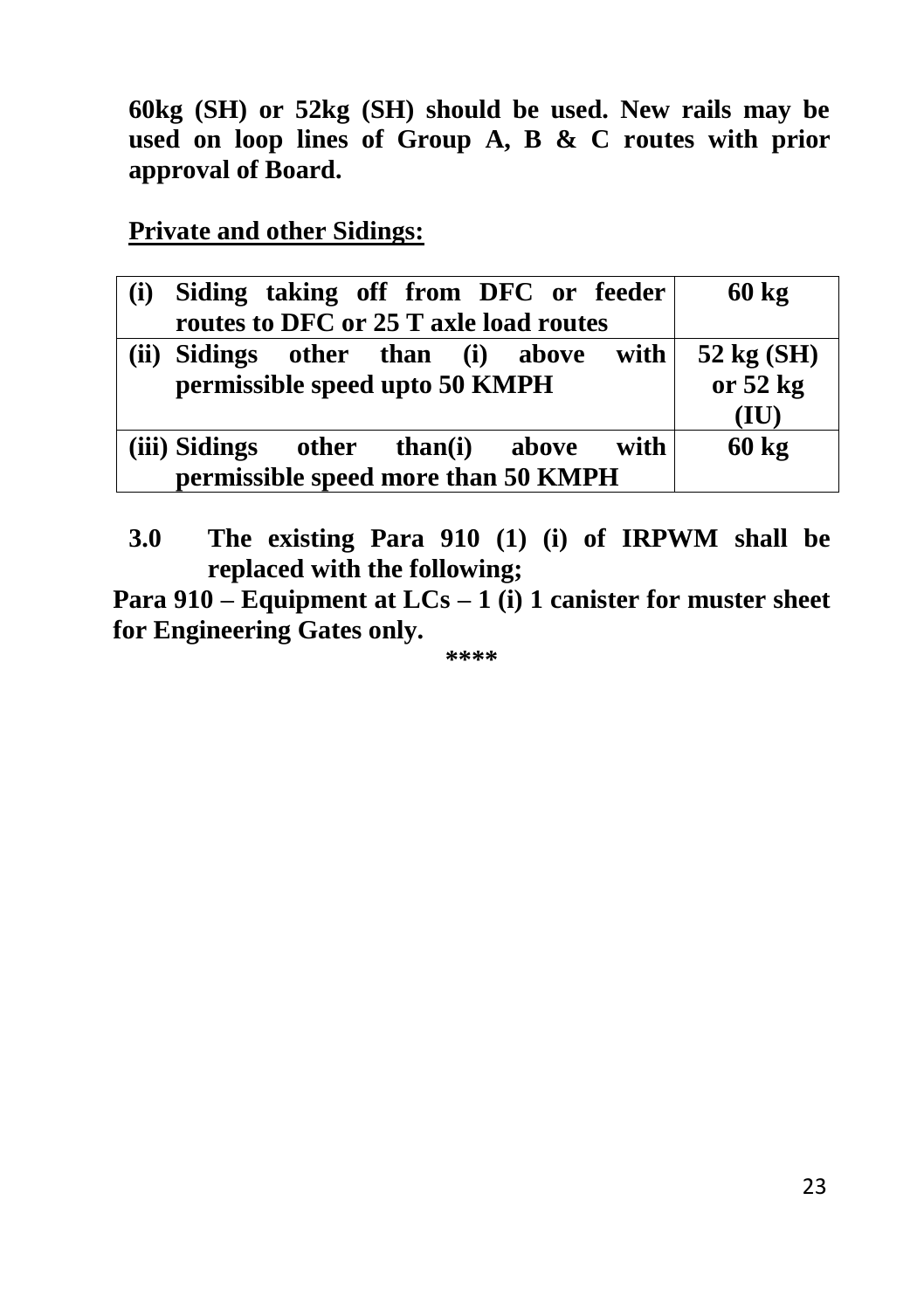**60kg (SH) or 52kg (SH) should be used. New rails may be used on loop lines of Group A, B & C routes with prior approval of Board.**

**<u>Private and other Sidings:</u>**

| | |
|---|---|
| **(i) Siding taking off from DFC or feeder routes to DFC or 25 T axle load routes** | **60 kg** |
| **(ii) Sidings other than (i) above with permissible speed upto 50 KMPH** | **52 kg (SH) or 52 kg (IU)** |
| **(iii) Sidings other than(i) above with permissible speed more than 50 KMPH** | **60 kg** |

**3.0 The existing Para 910 (1) (i) of IRPWM shall be replaced with the following;**

**Para 910 – Equipment at LCs – 1 (i) 1 canister for muster sheet for Engineering Gates only.**

**\*\*\*\***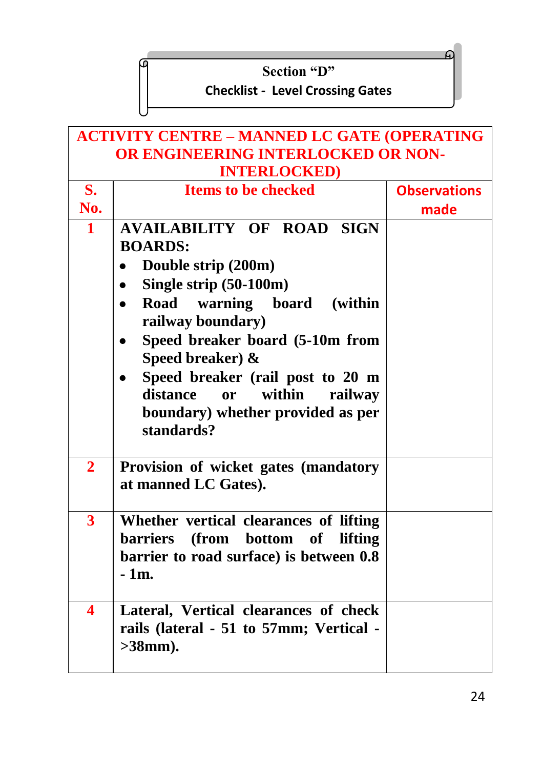## Section "D"

### Checklist - Level Crossing Gates

| ACTIVITY CENTRE – MANNED LC GATE (OPERATING OR ENGINEERING INTERLOCKED OR NON-INTERLOCKED) | | |
|---|---|---|
| **S. No.** | **Items to be checked** | **Observations made** |
| 1 | **AVAILABILITY OF ROAD SIGN BOARDS:**<br>• Double strip (200m)<br>• Single strip (50-100m)<br>• Road warning board (within railway boundary)<br>• Speed breaker board (5-10m from Speed breaker) &<br>• Speed breaker (rail post to 20 m distance or within railway boundary) whether provided as per standards? | |
| 2 | **Provision of wicket gates (mandatory at manned LC Gates).** | |
| 3 | **Whether vertical clearances of lifting barriers (from bottom of lifting barrier to road surface) is between 0.8 - 1m.** | |
| 4 | **Lateral, Vertical clearances of check rails (lateral - 51 to 57mm; Vertical - >38mm).** | |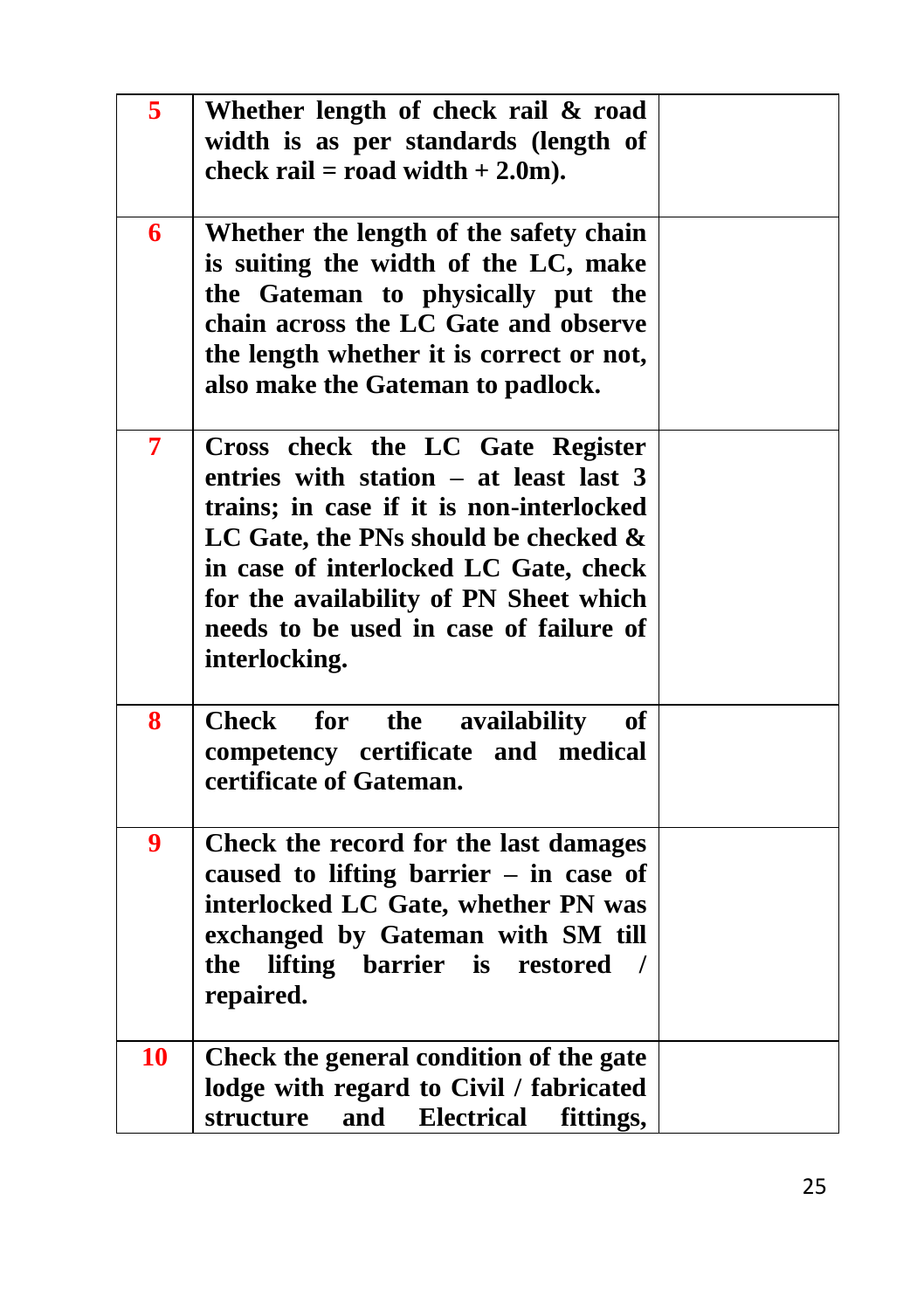| | | |
|---|---|---|
| **5** | **Whether length of check rail & road width is as per standards (length of check rail = road width + 2.0m).** | |
| **6** | **Whether the length of the safety chain is suiting the width of the LC, make the Gateman to physically put the chain across the LC Gate and observe the length whether it is correct or not, also make the Gateman to padlock.** | |
| **7** | **Cross check the LC Gate Register entries with station – at least last 3 trains; in case if it is non-interlocked LC Gate, the PNs should be checked & in case of interlocked LC Gate, check for the availability of PN Sheet which needs to be used in case of failure of interlocking.** | |
| **8** | **Check for the availability of competency certificate and medical certificate of Gateman.** | |
| **9** | **Check the record for the last damages caused to lifting barrier – in case of interlocked LC Gate, whether PN was exchanged by Gateman with SM till the lifting barrier is restored / repaired.** | |
| **10** | **Check the general condition of the gate lodge with regard to Civil / fabricated structure and Electrical fittings,** | |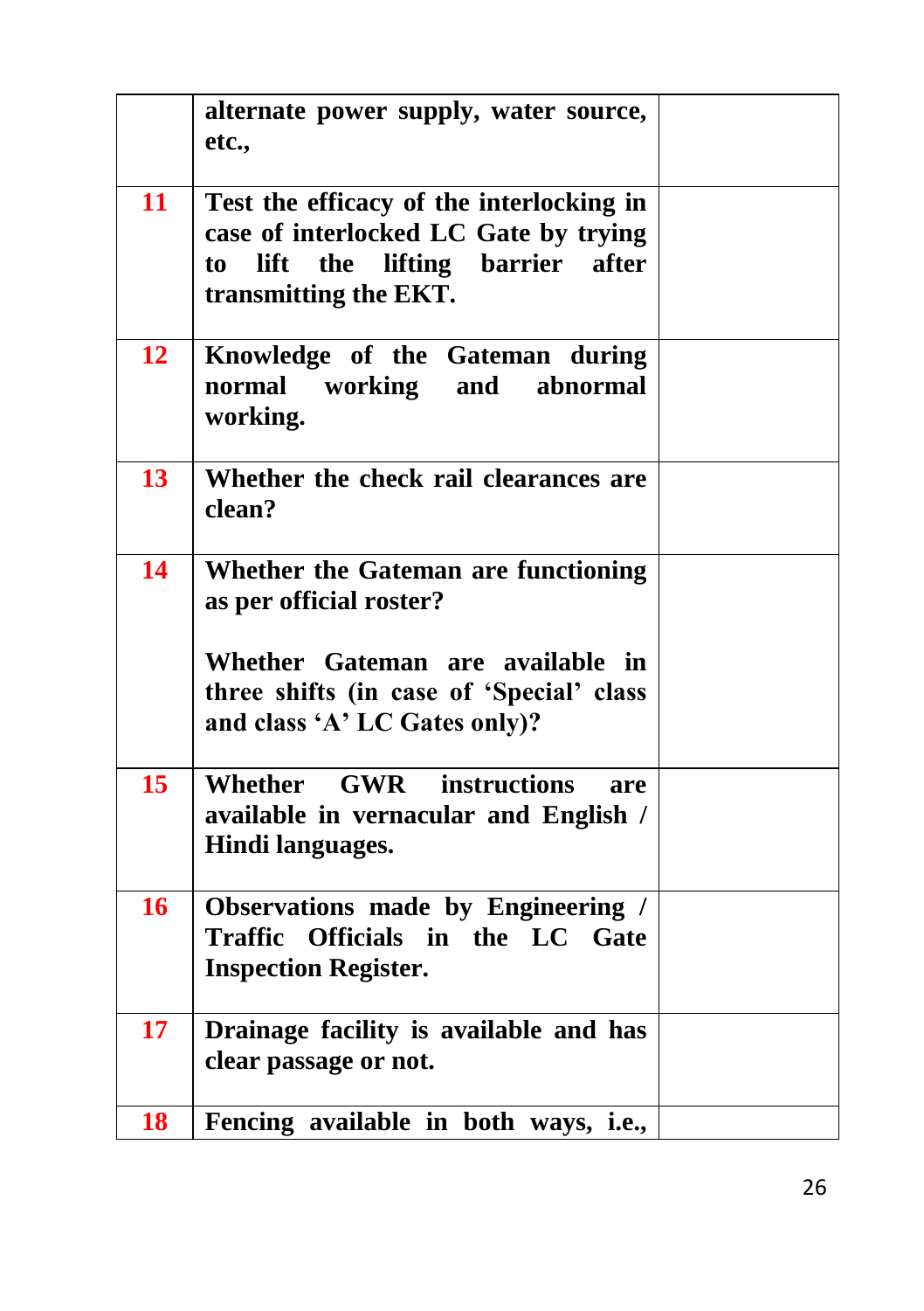| | | |
|---|---|---|
| | **alternate power supply, water source, etc.,** | |
| **11** | **Test the efficacy of the interlocking in case of interlocked LC Gate by trying to lift the lifting barrier after transmitting the EKT.** | |
| **12** | **Knowledge of the Gateman during normal working and abnormal working.** | |
| **13** | **Whether the check rail clearances are clean?** | |
| **14** | **Whether the Gateman are functioning as per official roster?**<br><br>**Whether Gateman are available in three shifts (in case of 'Special' class and class 'A' LC Gates only)?** | |
| **15** | **Whether GWR instructions are available in vernacular and English / Hindi languages.** | |
| **16** | **Observations made by Engineering / Traffic Officials in the LC Gate Inspection Register.** | |
| **17** | **Drainage facility is available and has clear passage or not.** | |
| **18** | **Fencing available in both ways, i.e.,** | |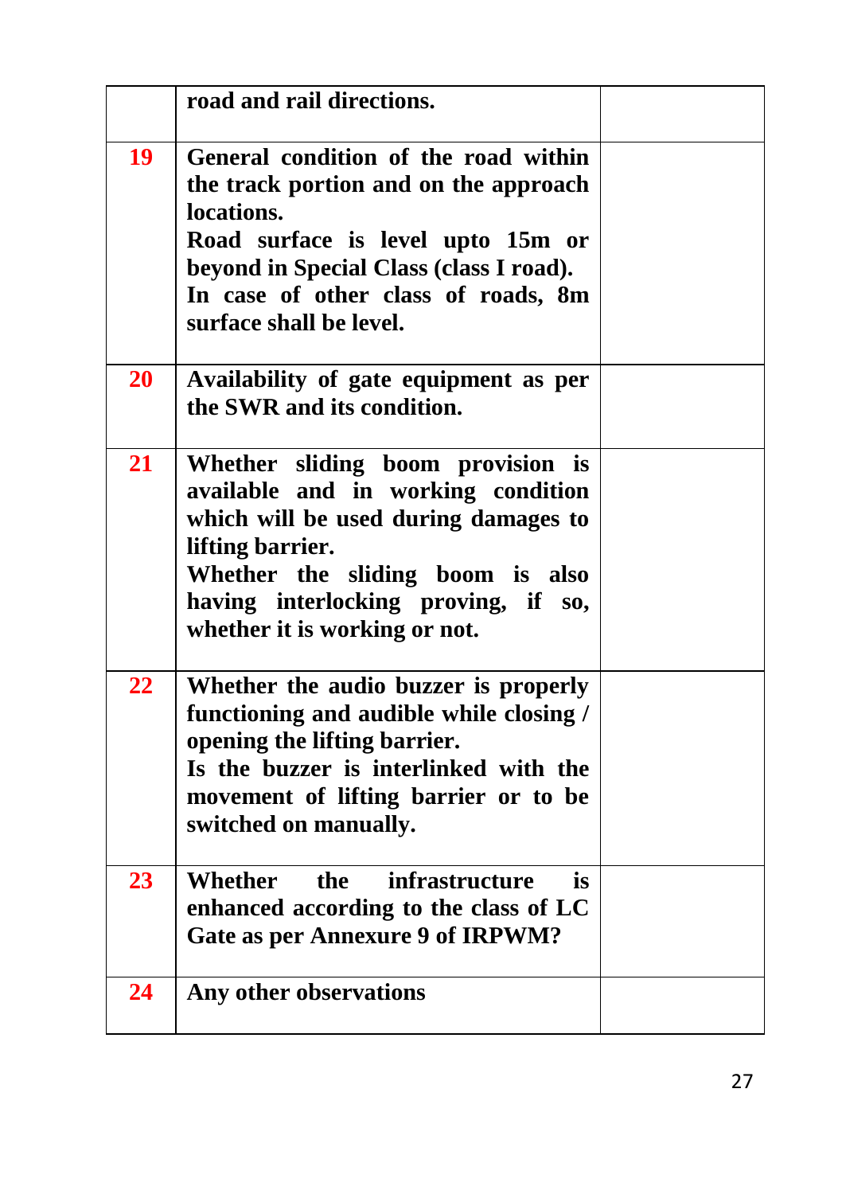| | | |
|---|---|---|
| | **road and rail directions.** | |
| 19 | **General condition of the road within the track portion and on the approach locations.**<br>**Road surface is level upto 15m or beyond in Special Class (class I road). In case of other class of roads, 8m surface shall be level.** | |
| 20 | **Availability of gate equipment as per the SWR and its condition.** | |
| 21 | **Whether sliding boom provision is available and in working condition which will be used during damages to lifting barrier.**<br>**Whether the sliding boom is also having interlocking proving, if so, whether it is working or not.** | |
| 22 | **Whether the audio buzzer is properly functioning and audible while closing / opening the lifting barrier.**<br>**Is the buzzer is interlinked with the movement of lifting barrier or to be switched on manually.** | |
| 23 | **Whether the infrastructure is enhanced according to the class of LC Gate as per Annexure 9 of IRPWM?** | |
| 24 | **Any other observations** | |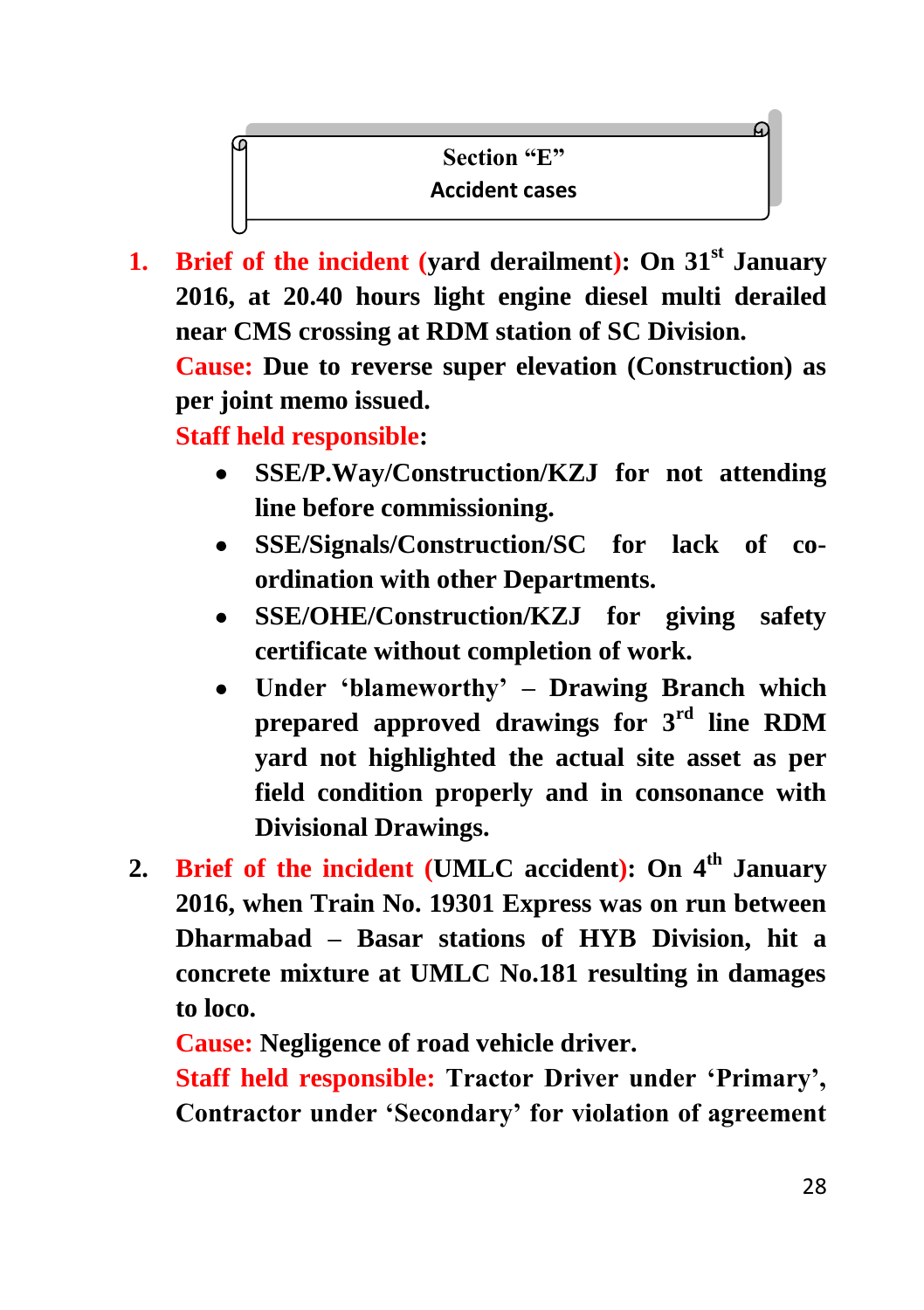## Section "E"
## Accident cases

1. **Brief of the incident (yard derailment): On 31st January 2016, at 20.40 hours light engine diesel multi derailed near CMS crossing at RDM station of SC Division.**

   **Cause: Due to reverse super elevation (Construction) as per joint memo issued.**

   **Staff held responsible:**

   - **SSE/P.Way/Construction/KZJ for not attending line before commissioning.**
   - **SSE/Signals/Construction/SC for lack of co-ordination with other Departments.**
   - **SSE/OHE/Construction/KZJ for giving safety certificate without completion of work.**
   - **Under 'blameworthy' – Drawing Branch which prepared approved drawings for 3rd line RDM yard not highlighted the actual site asset as per field condition properly and in consonance with Divisional Drawings.**

2. **Brief of the incident (UMLC accident): On 4th January 2016, when Train No. 19301 Express was on run between Dharmabad – Basar stations of HYB Division, hit a concrete mixture at UMLC No.181 resulting in damages to loco.**

   **Cause: Negligence of road vehicle driver.**

   **Staff held responsible: Tractor Driver under 'Primary', Contractor under 'Secondary' for violation of agreement**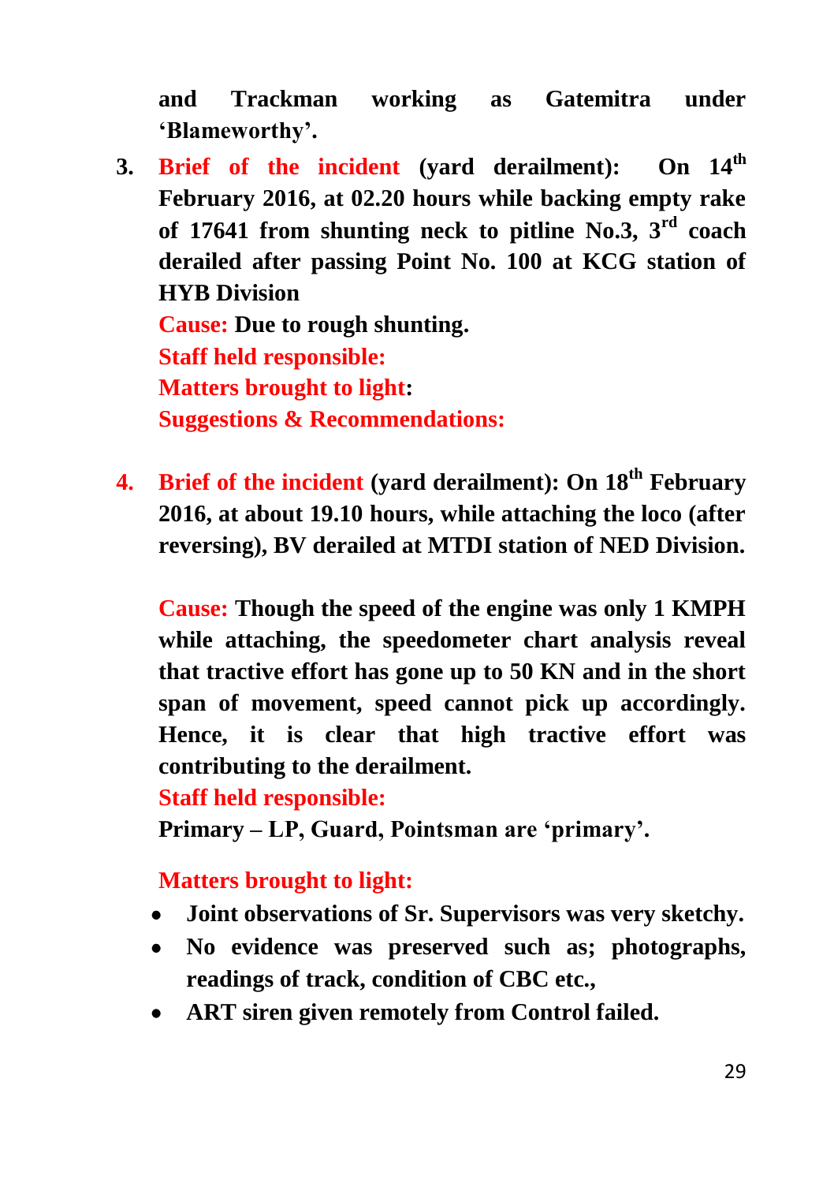**and Trackman working as Gatemitra under 'Blameworthy'.**

3. **Brief of the incident (yard derailment): On 14th February 2016, at 02.20 hours while backing empty rake of 17641 from shunting neck to pitline No.3, 3rd coach derailed after passing Point No. 100 at KCG station of HYB Division**

   **Cause: Due to rough shunting.**

   **Staff held responsible:**

   **Matters brought to light:**

   **Suggestions & Recommendations:**

4. **Brief of the incident (yard derailment): On 18th February 2016, at about 19.10 hours, while attaching the loco (after reversing), BV derailed at MTDI station of NED Division.**

   **Cause: Though the speed of the engine was only 1 KMPH while attaching, the speedometer chart analysis reveal that tractive effort has gone up to 50 KN and in the short span of movement, speed cannot pick up accordingly. Hence, it is clear that high tractive effort was contributing to the derailment.**

   **Staff held responsible:**

   **Primary – LP, Guard, Pointsman are 'primary'.**

   **Matters brought to light:**

   - **Joint observations of Sr. Supervisors was very sketchy.**
   - **No evidence was preserved such as; photographs, readings of track, condition of CBC etc.,**
   - **ART siren given remotely from Control failed.**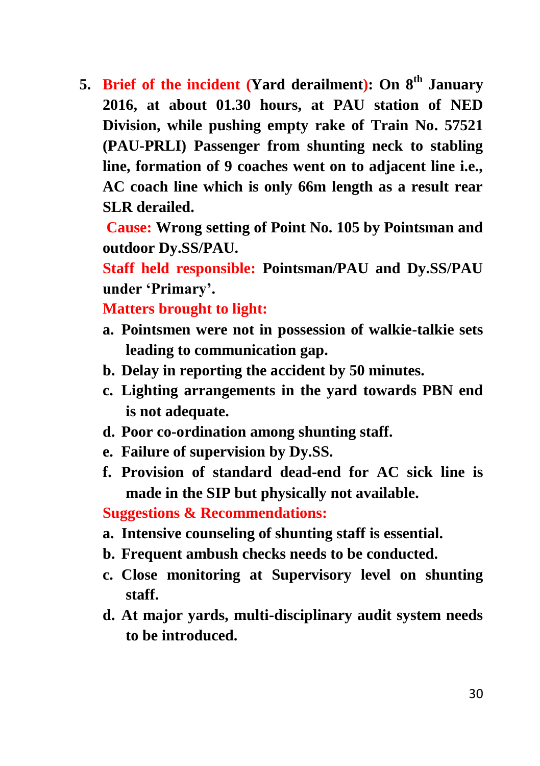5. **Brief of the incident (Yard derailment): On 8th January 2016, at about 01.30 hours, at PAU station of NED Division, while pushing empty rake of Train No. 57521 (PAU-PRLI) Passenger from shunting neck to stabling line, formation of 9 coaches went on to adjacent line i.e., AC coach line which is only 66m length as a result rear SLR derailed.**

   **Cause: Wrong setting of Point No. 105 by Pointsman and outdoor Dy.SS/PAU.**

   **Staff held responsible: Pointsman/PAU and Dy.SS/PAU under 'Primary'.**

   **Matters brought to light:**

   a. **Pointsmen were not in possession of walkie-talkie sets leading to communication gap.**
   b. **Delay in reporting the accident by 50 minutes.**
   c. **Lighting arrangements in the yard towards PBN end is not adequate.**
   d. **Poor co-ordination among shunting staff.**
   e. **Failure of supervision by Dy.SS.**
   f. **Provision of standard dead-end for AC sick line is made in the SIP but physically not available.**

   **Suggestions & Recommendations:**

   a. **Intensive counseling of shunting staff is essential.**
   b. **Frequent ambush checks needs to be conducted.**
   c. **Close monitoring at Supervisory level on shunting staff.**
   d. **At major yards, multi-disciplinary audit system needs to be introduced.**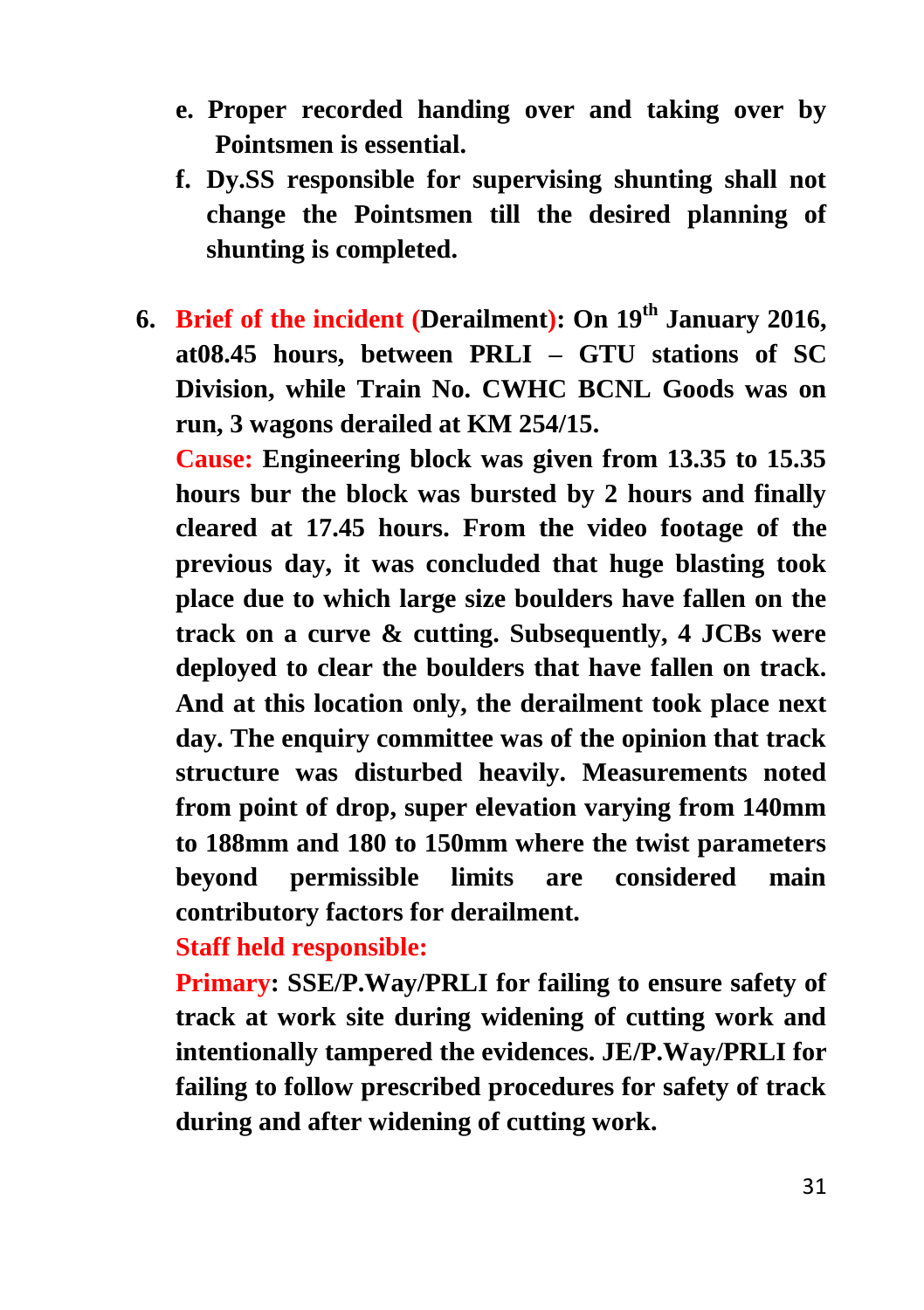e. **Proper recorded handing over and taking over by Pointsmen is essential.**
f. **Dy.SS responsible for supervising shunting shall not change the Pointsmen till the desired planning of shunting is completed.**

6. **Brief of the incident (Derailment): On 19th January 2016, at08.45 hours, between PRLI – GTU stations of SC Division, while Train No. CWHC BCNL Goods was on run, 3 wagons derailed at KM 254/15.**

   **Cause: Engineering block was given from 13.35 to 15.35 hours bur the block was bursted by 2 hours and finally cleared at 17.45 hours. From the video footage of the previous day, it was concluded that huge blasting took place due to which large size boulders have fallen on the track on a curve & cutting. Subsequently, 4 JCBs were deployed to clear the boulders that have fallen on track. And at this location only, the derailment took place next day. The enquiry committee was of the opinion that track structure was disturbed heavily. Measurements noted from point of drop, super elevation varying from 140mm to 188mm and 180 to 150mm where the twist parameters beyond permissible limits are considered main contributory factors for derailment.**

   **Staff held responsible:**

   **Primary: SSE/P.Way/PRLI for failing to ensure safety of track at work site during widening of cutting work and intentionally tampered the evidences. JE/P.Way/PRLI for failing to follow prescribed procedures for safety of track during and after widening of cutting work.**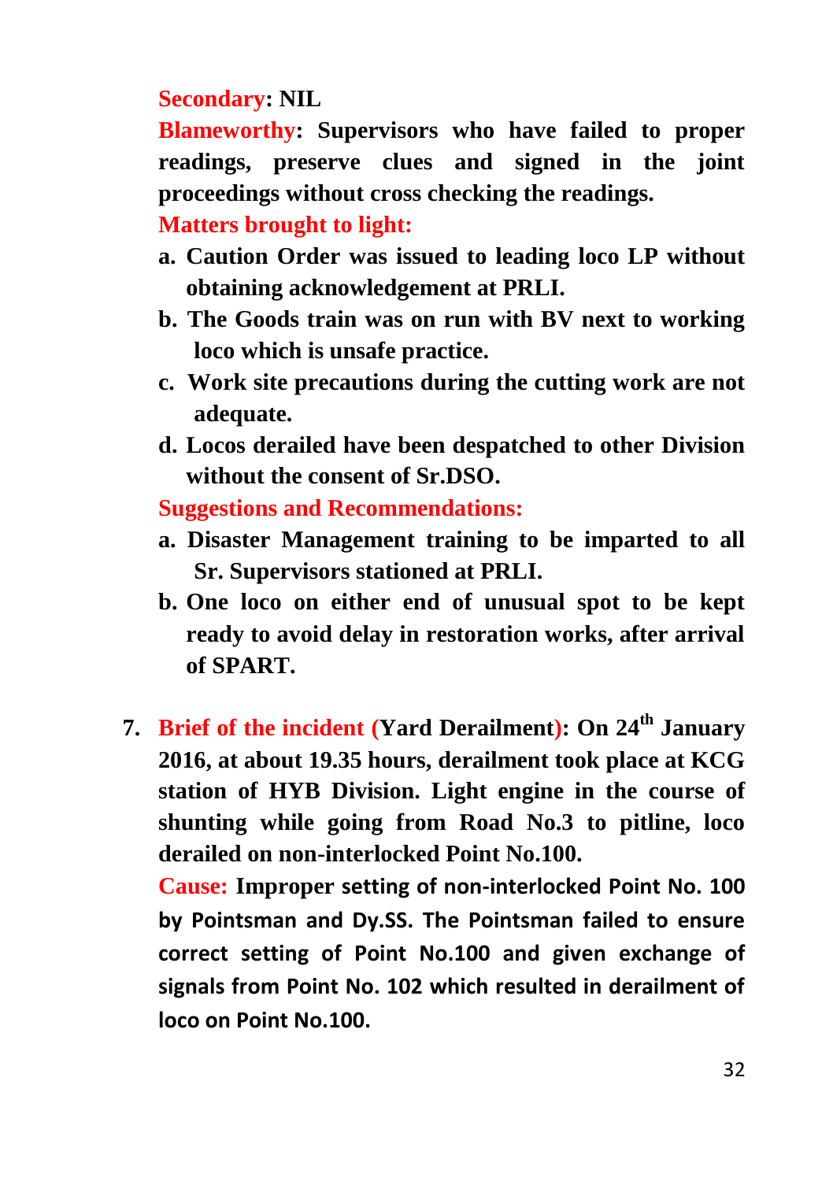**Secondary: NIL**

**Blameworthy: Supervisors who have failed to proper readings, preserve clues and signed in the joint proceedings without cross checking the readings.**

**Matters brought to light:**

a. **Caution Order was issued to leading loco LP without obtaining acknowledgement at PRLI.**
b. **The Goods train was on run with BV next to working loco which is unsafe practice.**
c. **Work site precautions during the cutting work are not adequate.**
d. **Locos derailed have been despatched to other Division without the consent of Sr.DSO.**

**Suggestions and Recommendations:**

a. **Disaster Management training to be imparted to all Sr. Supervisors stationed at PRLI.**
b. **One loco on either end of unusual spot to be kept ready to avoid delay in restoration works, after arrival of SPART.**

7. **Brief of the incident (Yard Derailment): On 24th January 2016, at about 19.35 hours, derailment took place at KCG station of HYB Division. Light engine in the course of shunting while going from Road No.3 to pitline, loco derailed on non-interlocked Point No.100.**

   **Cause: Improper setting of non-interlocked Point No. 100 by Pointsman and Dy.SS. The Pointsman failed to ensure correct setting of Point No.100 and given exchange of signals from Point No. 102 which resulted in derailment of loco on Point No.100.**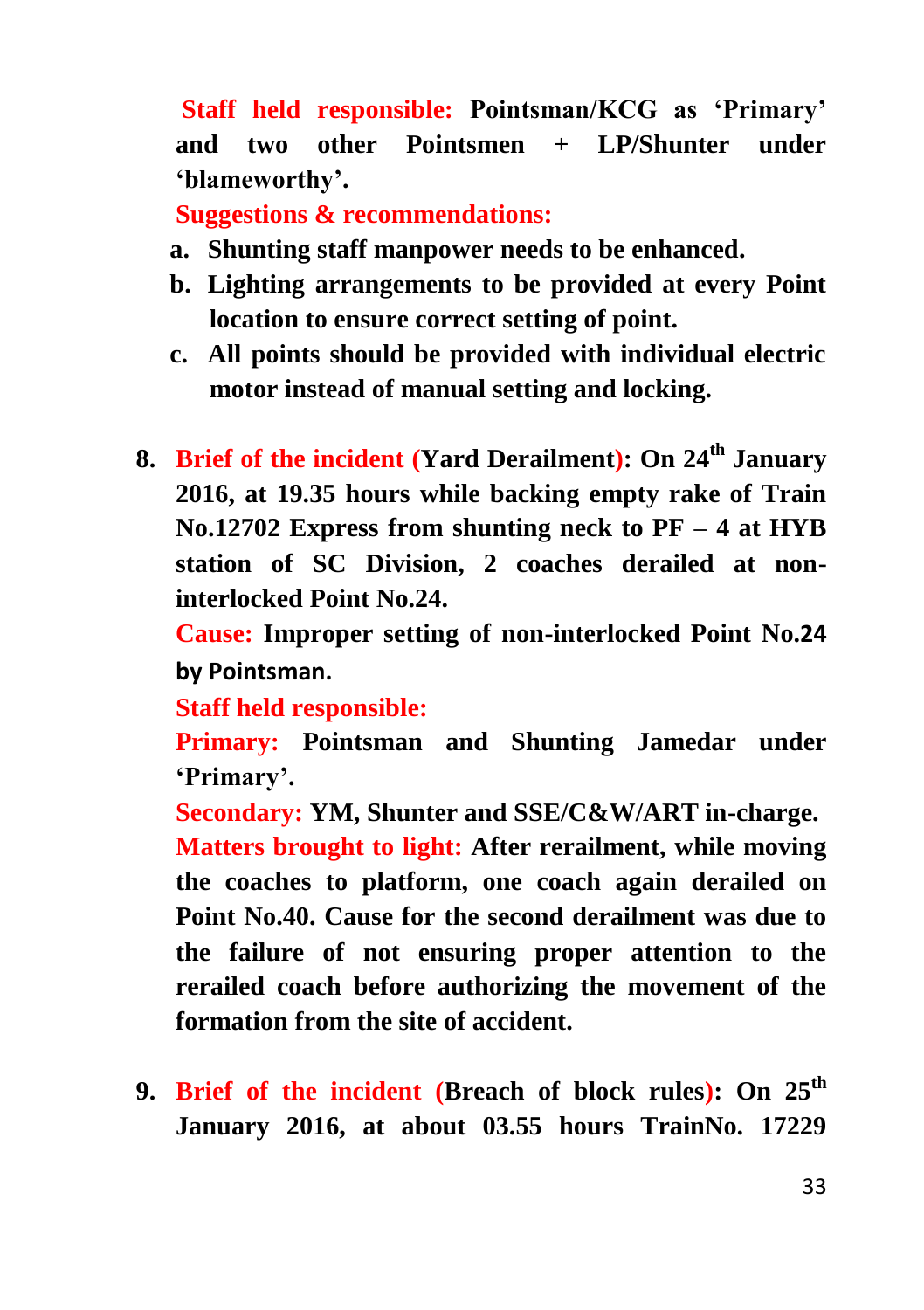**Staff held responsible: Pointsman/KCG as 'Primary' and two other Pointsmen + LP/Shunter under 'blameworthy'.**

**Suggestions & recommendations:**

a. **Shunting staff manpower needs to be enhanced.**
b. **Lighting arrangements to be provided at every Point location to ensure correct setting of point.**
c. **All points should be provided with individual electric motor instead of manual setting and locking.**

8. **Brief of the incident (Yard Derailment): On 24th January 2016, at 19.35 hours while backing empty rake of Train No.12702 Express from shunting neck to PF – 4 at HYB station of SC Division, 2 coaches derailed at non-interlocked Point No.24.**

   **Cause: Improper setting of non-interlocked Point No.24 by Pointsman.**

   **Staff held responsible:**

   **Primary: Pointsman and Shunting Jamedar under 'Primary'.**

   **Secondary: YM, Shunter and SSE/C&W/ART in-charge.**

   **Matters brought to light: After rerailment, while moving the coaches to platform, one coach again derailed on Point No.40. Cause for the second derailment was due to the failure of not ensuring proper attention to the rerailed coach before authorizing the movement of the formation from the site of accident.**

9. **Brief of the incident (Breach of block rules): On 25th January 2016, at about 03.55 hours TrainNo. 17229**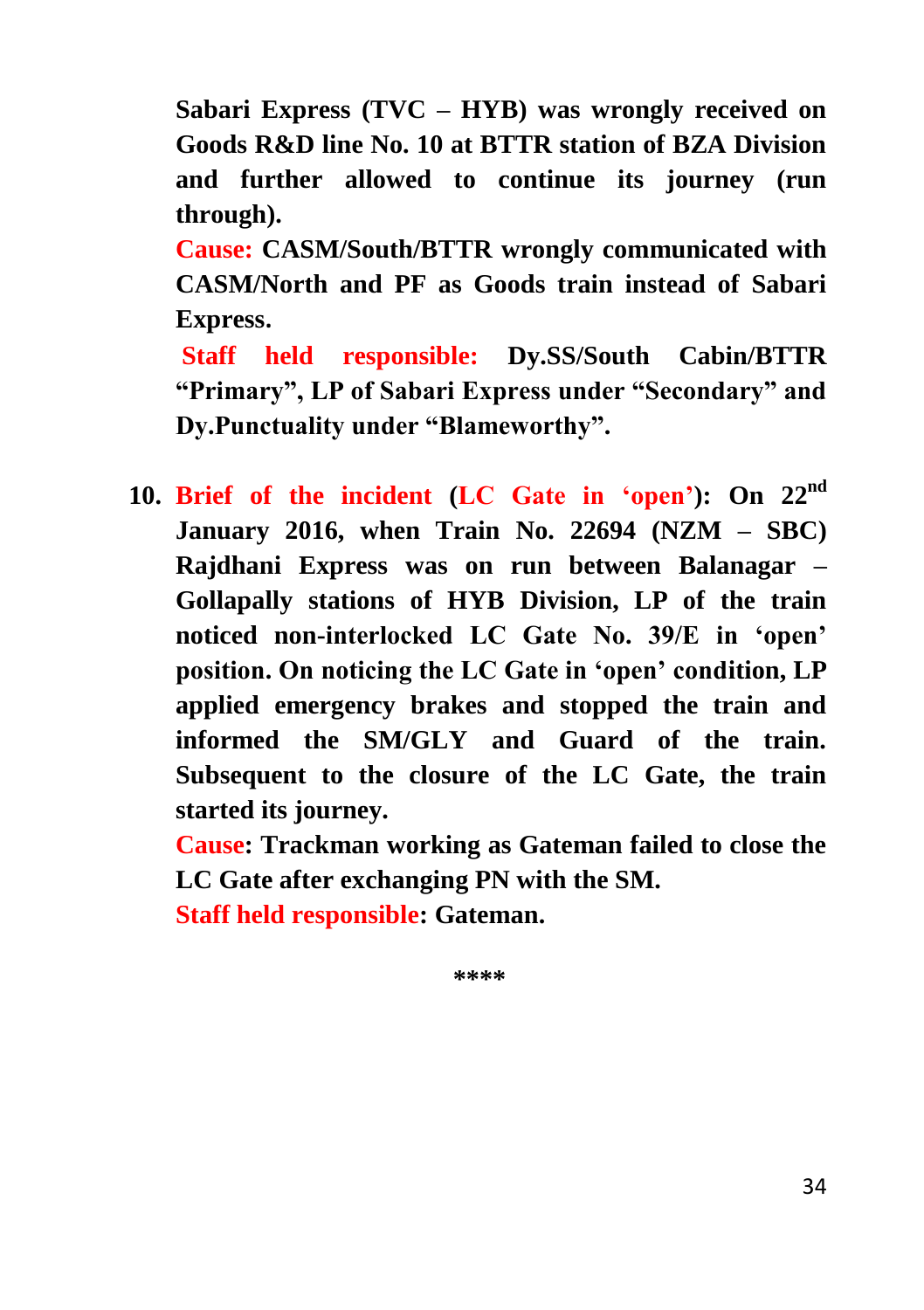**Sabari Express (TVC – HYB) was wrongly received on Goods R&D line No. 10 at BTTR station of BZA Division and further allowed to continue its journey (run through).**

**Cause: CASM/South/BTTR wrongly communicated with CASM/North and PF as Goods train instead of Sabari Express.**

**Staff held responsible: Dy.SS/South Cabin/BTTR "Primary", LP of Sabari Express under "Secondary" and Dy.Punctuality under "Blameworthy".**

10. **Brief of the incident (LC Gate in 'open'): On 22nd January 2016, when Train No. 22694 (NZM – SBC) Rajdhani Express was on run between Balanagar – Gollapally stations of HYB Division, LP of the train noticed non-interlocked LC Gate No. 39/E in 'open' position. On noticing the LC Gate in 'open' condition, LP applied emergency brakes and stopped the train and informed the SM/GLY and Guard of the train. Subsequent to the closure of the LC Gate, the train started its journey.**

    **Cause: Trackman working as Gateman failed to close the LC Gate after exchanging PN with the SM.**

    **Staff held responsible: Gateman.**

****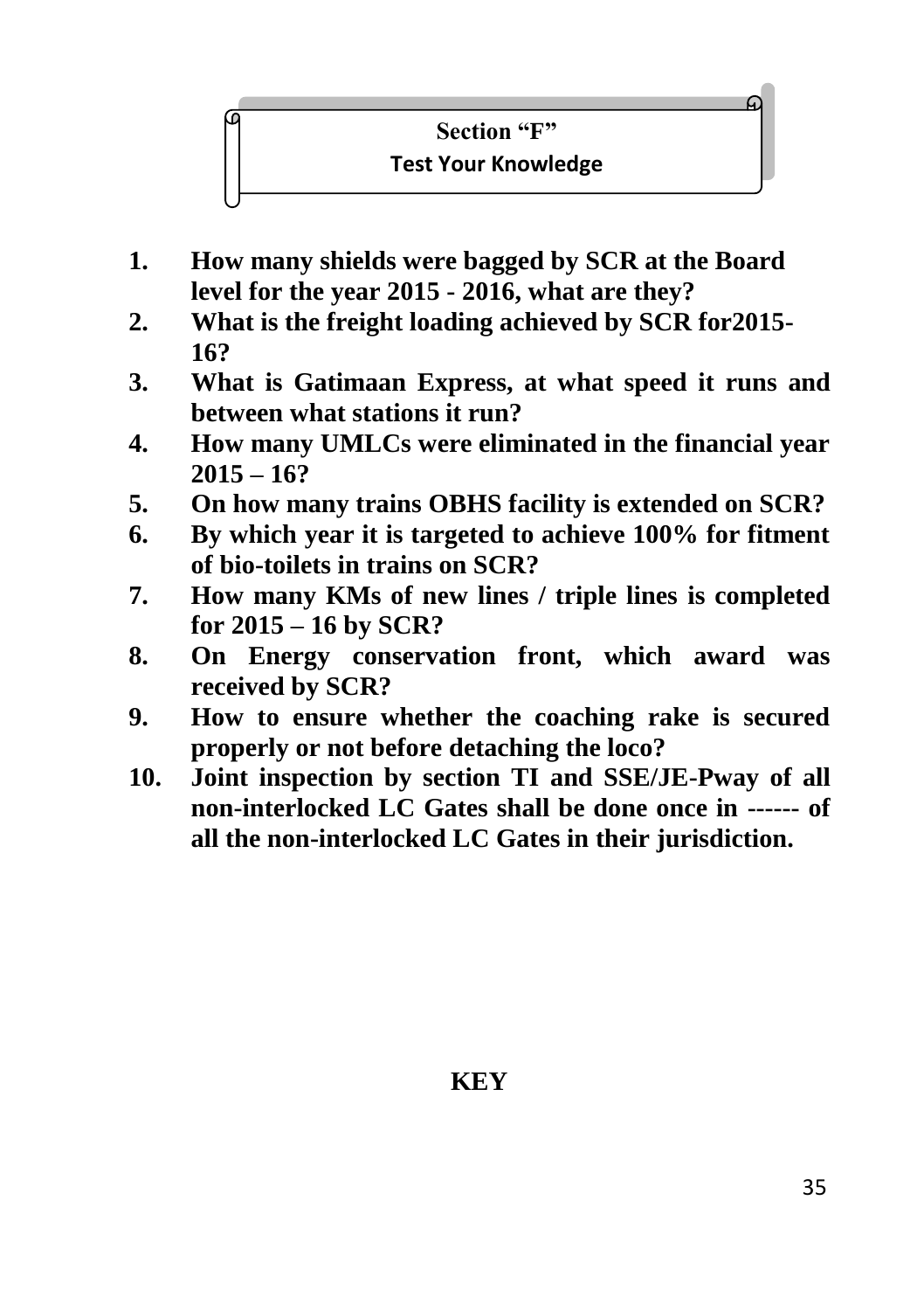## Section "F"

### Test Your Knowledge

1. **How many shields were bagged by SCR at the Board level for the year 2015 - 2016, what are they?**
2. **What is the freight loading achieved by SCR for2015-16?**
3. **What is Gatimaan Express, at what speed it runs and between what stations it run?**
4. **How many UMLCs were eliminated in the financial year 2015 – 16?**
5. **On how many trains OBHS facility is extended on SCR?**
6. **By which year it is targeted to achieve 100% for fitment of bio-toilets in trains on SCR?**
7. **How many KMs of new lines / triple lines is completed for 2015 – 16 by SCR?**
8. **On Energy conservation front, which award was received by SCR?**
9. **How to ensure whether the coaching rake is secured properly or not before detaching the loco?**
10. **Joint inspection by section TI and SSE/JE-Pway of all non-interlocked LC Gates shall be done once in ------ of all the non-interlocked LC Gates in their jurisdiction.**

**KEY**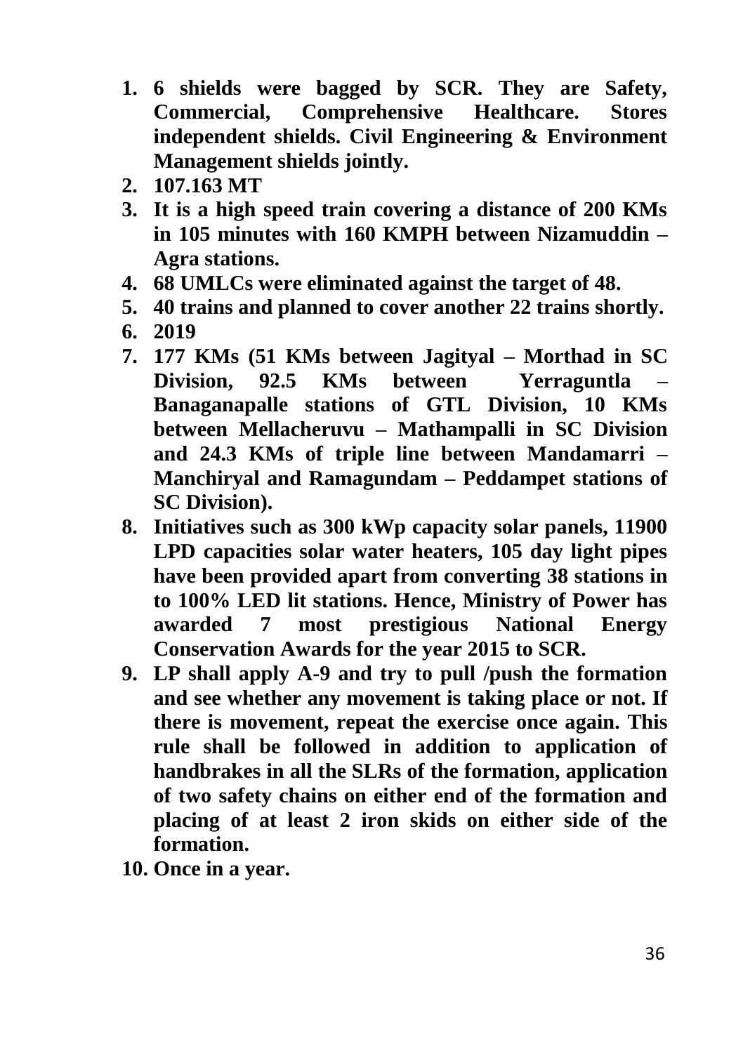1. **6 shields were bagged by SCR. They are Safety, Commercial, Comprehensive Healthcare. Stores independent shields. Civil Engineering & Environment Management shields jointly.**
2. **107.163 MT**
3. **It is a high speed train covering a distance of 200 KMs in 105 minutes with 160 KMPH between Nizamuddin – Agra stations.**
4. **68 UMLCs were eliminated against the target of 48.**
5. **40 trains and planned to cover another 22 trains shortly.**
6. **2019**
7. **177 KMs (51 KMs between Jagityal – Morthad in SC Division, 92.5 KMs between Yerraguntla – Banaganapalle stations of GTL Division, 10 KMs between Mellacheruvu – Mathampalli in SC Division and 24.3 KMs of triple line between Mandamarri – Manchiryal and Ramagundam – Peddampet stations of SC Division).**
8. **Initiatives such as 300 kWp capacity solar panels, 11900 LPD capacities solar water heaters, 105 day light pipes have been provided apart from converting 38 stations in to 100% LED lit stations. Hence, Ministry of Power has awarded 7 most prestigious National Energy Conservation Awards for the year 2015 to SCR.**
9. **LP shall apply A-9 and try to pull /push the formation and see whether any movement is taking place or not. If there is movement, repeat the exercise once again. This rule shall be followed in addition to application of handbrakes in all the SLRs of the formation, application of two safety chains on either end of the formation and placing of at least 2 iron skids on either side of the formation.**
10. **Once in a year.**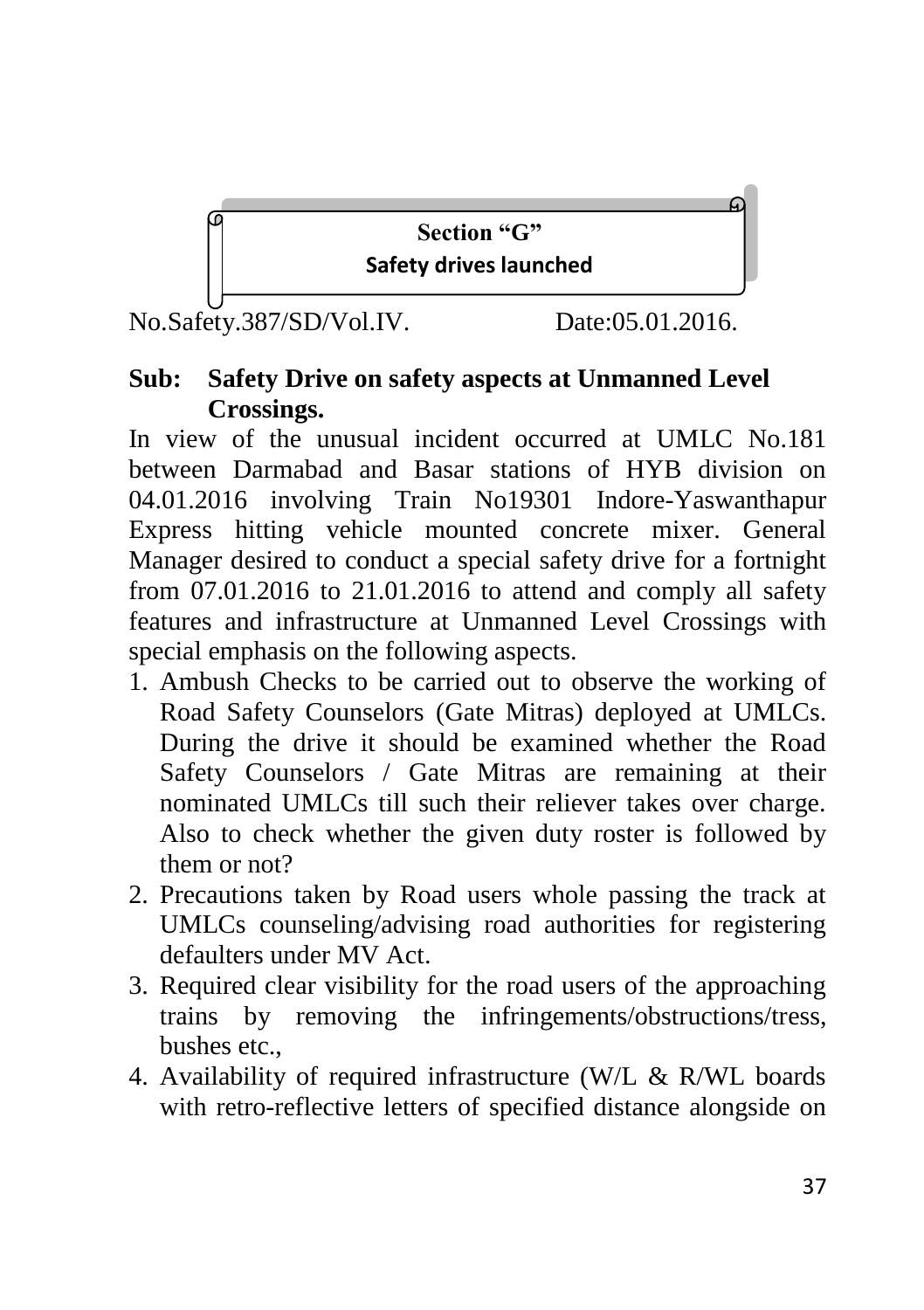## Section "G"

### Safety drives launched

No.Safety.387/SD/Vol.IV. Date:05.01.2016.

**Sub: Safety Drive on safety aspects at Unmanned Level Crossings.**

In view of the unusual incident occurred at UMLC No.181 between Darmabad and Basar stations of HYB division on 04.01.2016 involving Train No19301 Indore-Yaswanthapur Express hitting vehicle mounted concrete mixer. General Manager desired to conduct a special safety drive for a fortnight from 07.01.2016 to 21.01.2016 to attend and comply all safety features and infrastructure at Unmanned Level Crossings with special emphasis on the following aspects.

1. Ambush Checks to be carried out to observe the working of Road Safety Counselors (Gate Mitras) deployed at UMLCs. During the drive it should be examined whether the Road Safety Counselors / Gate Mitras are remaining at their nominated UMLCs till such their reliever takes over charge. Also to check whether the given duty roster is followed by them or not?
2. Precautions taken by Road users whole passing the track at UMLCs counseling/advising road authorities for registering defaulters under MV Act.
3. Required clear visibility for the road users of the approaching trains by removing the infringements/obstructions/tress, bushes etc.,
4. Availability of required infrastructure (W/L & R/WL boards with retro-reflective letters of specified distance alongside on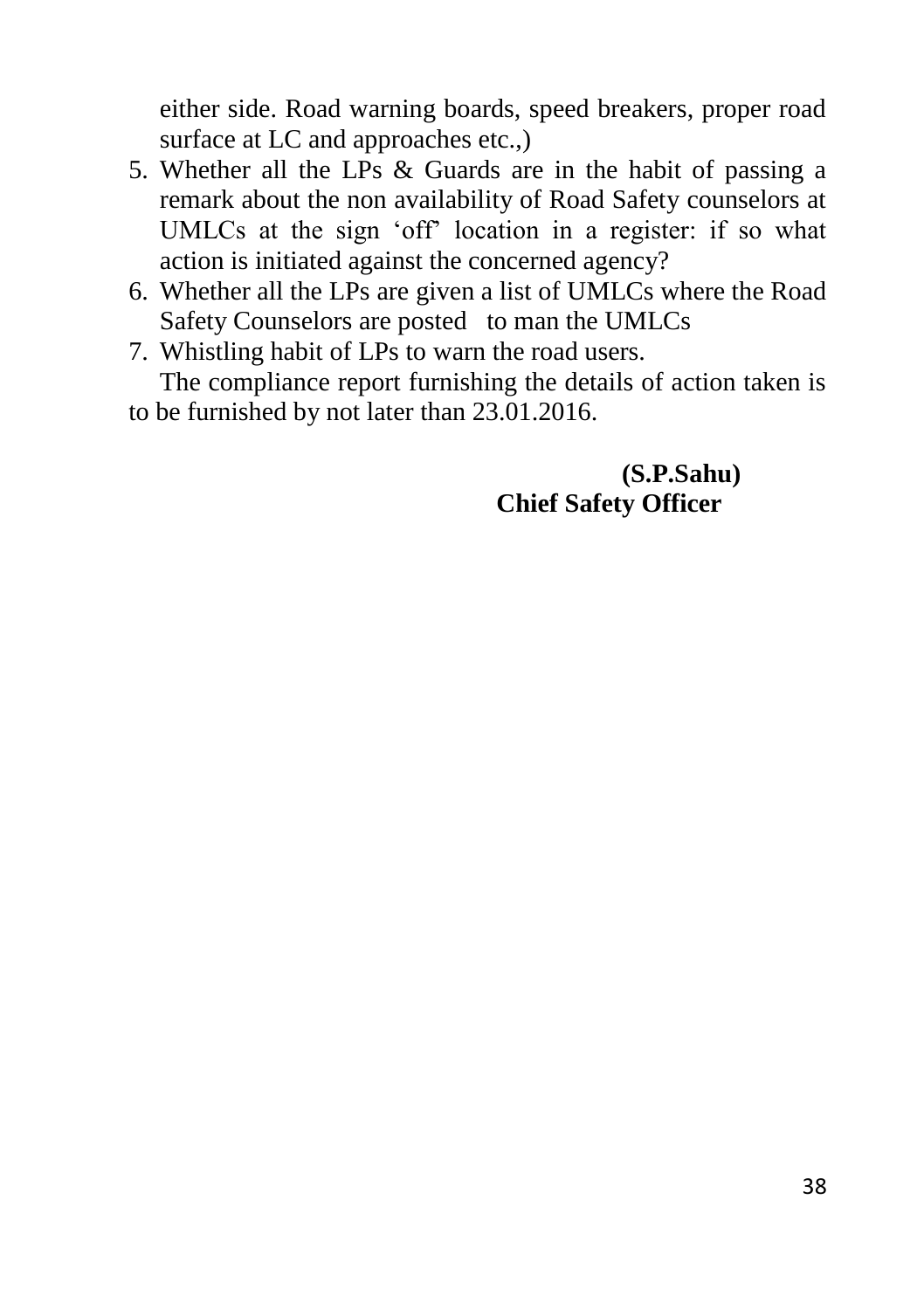either side. Road warning boards, speed breakers, proper road surface at LC and approaches etc.,)

5. Whether all the LPs & Guards are in the habit of passing a remark about the non availability of Road Safety counselors at UMLCs at the sign 'off' location in a register: if so what action is initiated against the concerned agency?
6. Whether all the LPs are given a list of UMLCs where the Road Safety Counselors are posted to man the UMLCs
7. Whistling habit of LPs to warn the road users.

The compliance report furnishing the details of action taken is to be furnished by not later than 23.01.2016.

**(S.P.Sahu)**
**Chief Safety Officer**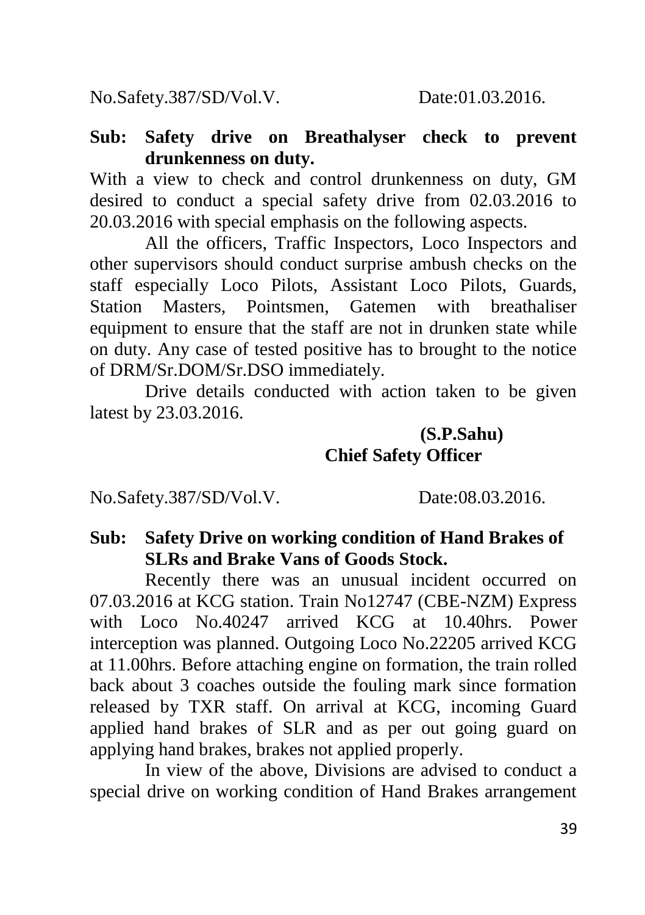No.Safety.387/SD/Vol.V. Date:01.03.2016.

**Sub: Safety drive on Breathalyser check to prevent drunkenness on duty.**

With a view to check and control drunkenness on duty, GM desired to conduct a special safety drive from 02.03.2016 to 20.03.2016 with special emphasis on the following aspects.

All the officers, Traffic Inspectors, Loco Inspectors and other supervisors should conduct surprise ambush checks on the staff especially Loco Pilots, Assistant Loco Pilots, Guards, Station Masters, Pointsmen, Gatemen with breathaliser equipment to ensure that the staff are not in drunken state while on duty. Any case of tested positive has to brought to the notice of DRM/Sr.DOM/Sr.DSO immediately.

Drive details conducted with action taken to be given latest by 23.03.2016.

**(S.P.Sahu)**
**Chief Safety Officer**

No.Safety.387/SD/Vol.V. Date:08.03.2016.

**Sub: Safety Drive on working condition of Hand Brakes of SLRs and Brake Vans of Goods Stock.**

Recently there was an unusual incident occurred on 07.03.2016 at KCG station. Train No12747 (CBE-NZM) Express with Loco No.40247 arrived KCG at 10.40hrs. Power interception was planned. Outgoing Loco No.22205 arrived KCG at 11.00hrs. Before attaching engine on formation, the train rolled back about 3 coaches outside the fouling mark since formation released by TXR staff. On arrival at KCG, incoming Guard applied hand brakes of SLR and as per out going guard on applying hand brakes, brakes not applied properly.

In view of the above, Divisions are advised to conduct a special drive on working condition of Hand Brakes arrangement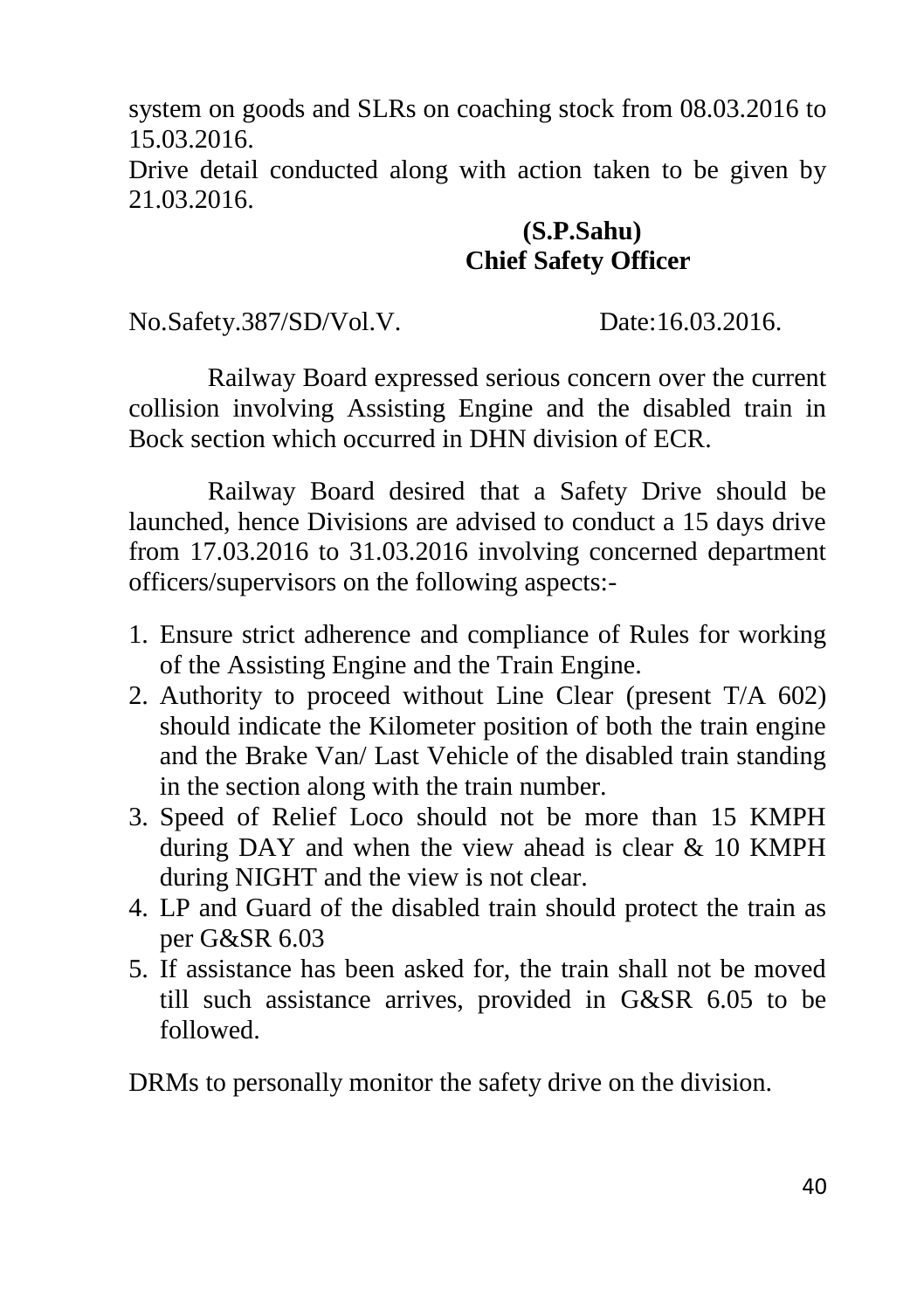system on goods and SLRs on coaching stock from 08.03.2016 to 15.03.2016.

Drive detail conducted along with action taken to be given by 21.03.2016.

**(S.P.Sahu)**
**Chief Safety Officer**

No.Safety.387/SD/Vol.V. Date:16.03.2016.

Railway Board expressed serious concern over the current collision involving Assisting Engine and the disabled train in Bock section which occurred in DHN division of ECR.

Railway Board desired that a Safety Drive should be launched, hence Divisions are advised to conduct a 15 days drive from 17.03.2016 to 31.03.2016 involving concerned department officers/supervisors on the following aspects:-

1. Ensure strict adherence and compliance of Rules for working of the Assisting Engine and the Train Engine.
2. Authority to proceed without Line Clear (present T/A 602) should indicate the Kilometer position of both the train engine and the Brake Van/ Last Vehicle of the disabled train standing in the section along with the train number.
3. Speed of Relief Loco should not be more than 15 KMPH during DAY and when the view ahead is clear & 10 KMPH during NIGHT and the view is not clear.
4. LP and Guard of the disabled train should protect the train as per G&SR 6.03
5. If assistance has been asked for, the train shall not be moved till such assistance arrives, provided in G&SR 6.05 to be followed.

DRMs to personally monitor the safety drive on the division.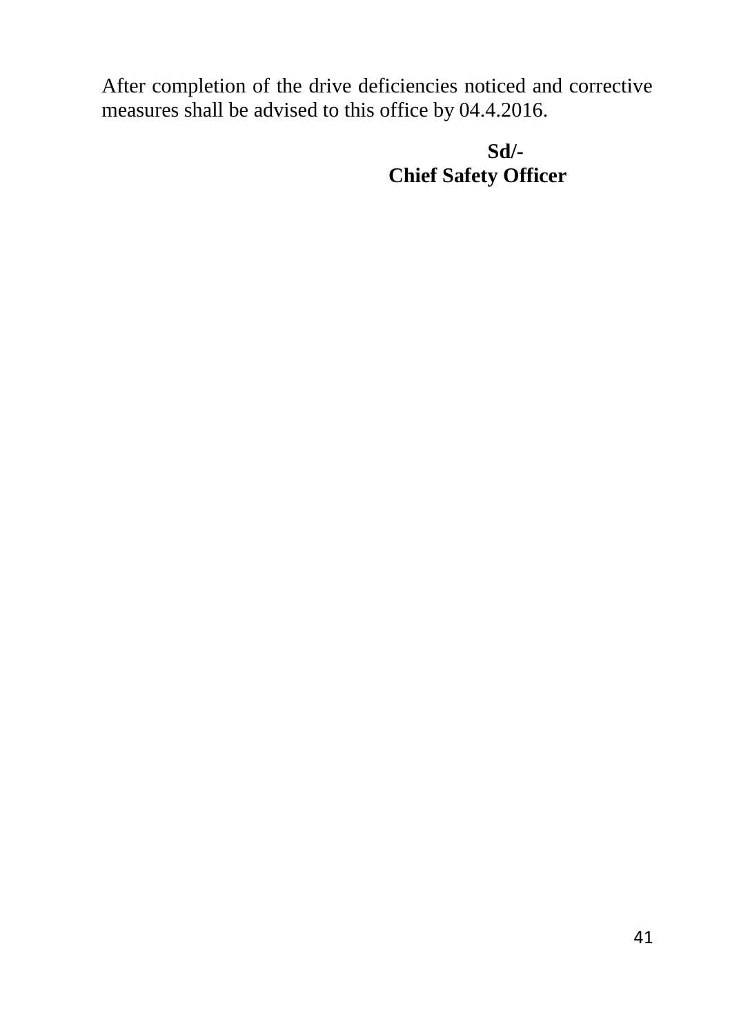After completion of the drive deficiencies noticed and corrective measures shall be advised to this office by 04.4.2016.

**Sd/-**
**Chief Safety Officer**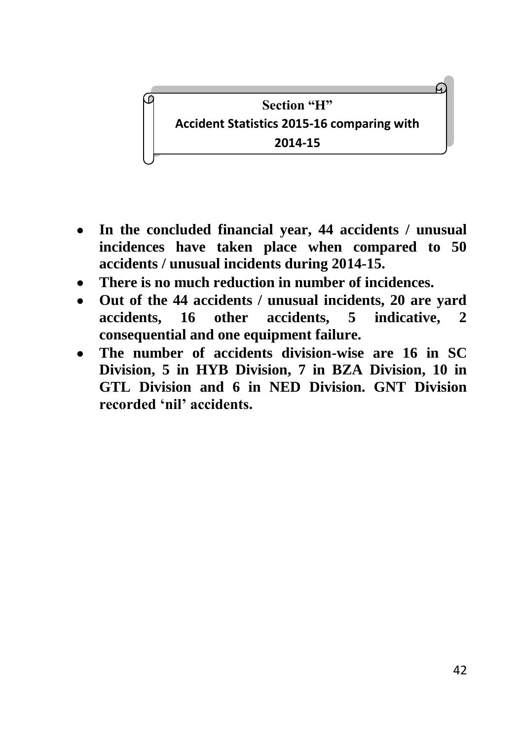## Section "H"

## Accident Statistics 2015-16 comparing with 2014-15

- **In the concluded financial year, 44 accidents / unusual incidences have taken place when compared to 50 accidents / unusual incidents during 2014-15.**
- **There is no much reduction in number of incidences.**
- **Out of the 44 accidents / unusual incidents, 20 are yard accidents, 16 other accidents, 5 indicative, 2 consequential and one equipment failure.**
- **The number of accidents division-wise are 16 in SC Division, 5 in HYB Division, 7 in BZA Division, 10 in GTL Division and 6 in NED Division. GNT Division recorded 'nil' accidents.**